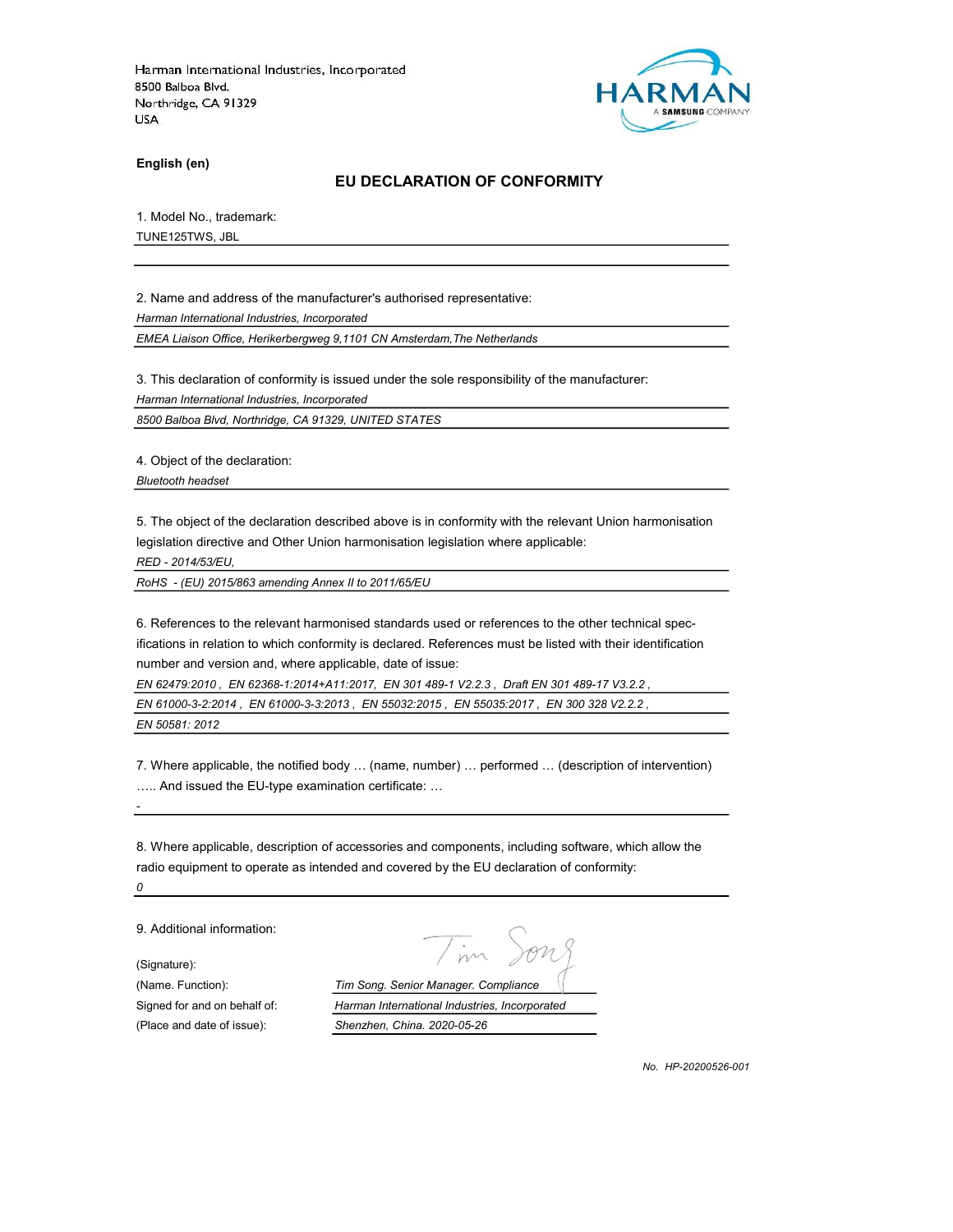Harman International Industries, Incorporated
8500 Balboa Blvd.
Northridge, CA 91329
USA

HARMAN
A SAMSUNG COMPANY

**English (en)**

## EU DECLARATION OF CONFORMITY

1. Model No., trademark:

TUNE125TWS, JBL

2. Name and address of the manufacturer's authorised representative:

*Harman International Industries, Incorporated*

*EMEA Liaison Office, Herikerbergweg 9,1101 CN Amsterdam,The Netherlands*

3. This declaration of conformity is issued under the sole responsibility of the manufacturer:

*Harman International Industries, Incorporated*

*8500 Balboa Blvd, Northridge, CA 91329, UNITED STATES*

4. Object of the declaration:

*Bluetooth headset*

5. The object of the declaration described above is in conformity with the relevant Union harmonisation legislation directive and Other Union harmonisation legislation where applicable:

*RED - 2014/53/EU,*

*RoHS - (EU) 2015/863 amending Annex II to 2011/65/EU*

6. References to the relevant harmonised standards used or references to the other technical specifications in relation to which conformity is declared. References must be listed with their identification number and version and, where applicable, date of issue:

*EN 62479:2010 , EN 62368-1:2014+A11:2017, EN 301 489-1 V2.2.3 , Draft EN 301 489-17 V3.2.2 ,*

*EN 61000-3-2:2014 , EN 61000-3-3:2013 , EN 55032:2015 , EN 55035:2017 , EN 300 328 V2.2.2 ,*

*EN 50581: 2012*

7. Where applicable, the notified body … (name, number) … performed … (description of intervention) ….. And issued the EU-type examination certificate: …

*-*

8. Where applicable, description of accessories and components, including software, which allow the radio equipment to operate as intended and covered by the EU declaration of conformity:

*0*

9. Additional information:

(Signature):

(Name. Function): *Tim Song. Senior Manager. Compliance*

Signed for and on behalf of: *Harman International Industries, Incorporated*

(Place and date of issue): *Shenzhen, China. 2020-05-26*

*No. HP-20200526-001*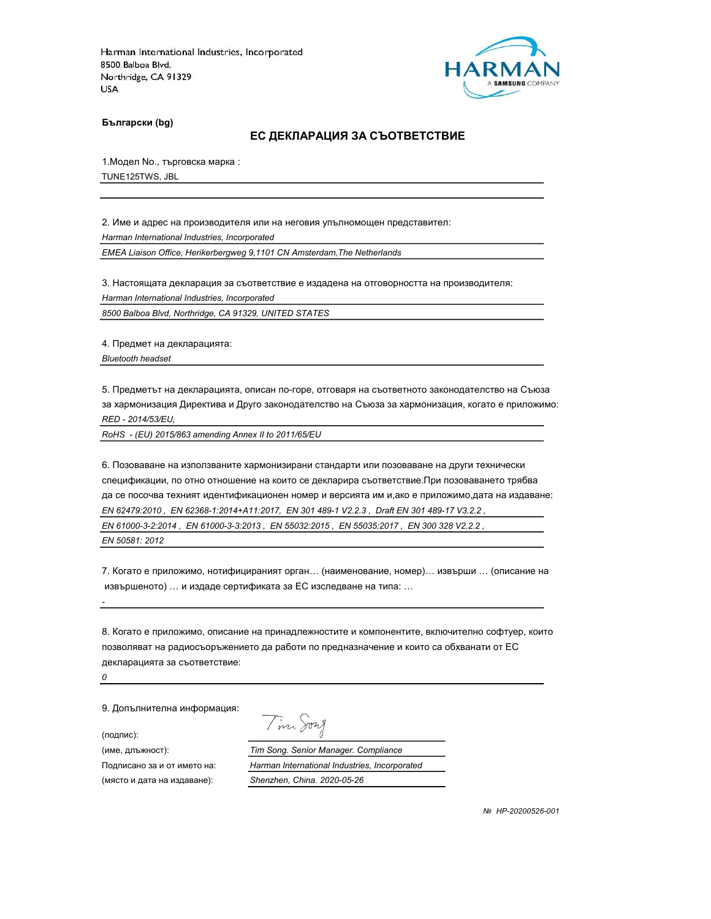Harman International Industries, Incorporated
8500 Balboa Blvd.
Northridge, CA 91329
USA

HARMAN
A SAMSUNG COMPANY

**Български (bg)**

## ЕС ДЕКЛАРАЦИЯ ЗА СЪОТВЕТСТВИЕ

1.Модел No., търговска марка :

TUNE125TWS, JBL

2. Име и адрес на производителя или на неговия упълномощен представител:

*Harman International Industries, Incorporated*

*EMEA Liaison Office, Herikerbergweg 9,1101 CN Amsterdam,The Netherlands*

3. Настоящата декларация за съответствие е издадена на отговорността на производителя:

*Harman International Industries, Incorporated*

*8500 Balboa Blvd, Northridge, CA 91329, UNITED STATES*

4. Предмет на декларацията:

*Bluetooth headset*

5. Предметът на декларацията, описан по-горе, отговаря на съответното законодателство на Съюза за хармонизация Директива и Друго законодателство на Съюза за хармонизация, когато е приложимо:

*RED - 2014/53/EU,*

*RoHS - (EU) 2015/863 amending Annex II to 2011/65/EU*

6. Позоваване на използваните хармонизирани стандарти или позоваване на други технически спецификации, по отно отношение на които се декларира съответствие.При позоваването трябва да се посочва техният идентификационен номер и версията им и,ако е приложимо,дата на издаване:

*EN 62479:2010 , EN 62368-1:2014+A11:2017, EN 301 489-1 V2.2.3 , Draft EN 301 489-17 V3.2.2 ,*

*EN 61000-3-2:2014 , EN 61000-3-3:2013 , EN 55032:2015 , EN 55035:2017 , EN 300 328 V2.2.2 ,*

*EN 50581: 2012*

7. Когато е приложимо, нотифицираният орган… (наименование, номер)… извърши … (описание на извършеното) … и издаде сертификата за ЕС изследване на типа: …

*-*

8. Когато е приложимо, описание на принадлежностите и компонентите, включително софтуер, които позволяват на радиосъоръжението да работи по предназначение и които са обхванати от ЕС декларацията за съответствие:

*0*

9. Допълнителна информация:

| | |
|---|---|
| (подпис): | Tim Song |
| (име, длъжност): | *Tim Song. Senior Manager. Compliance* |
| Подписано за и от името на: | *Harman International Industries, Incorporated* |
| (място и дата на издаване): | *Shenzhen, China. 2020-05-26* |

*№ HP-20200526-001*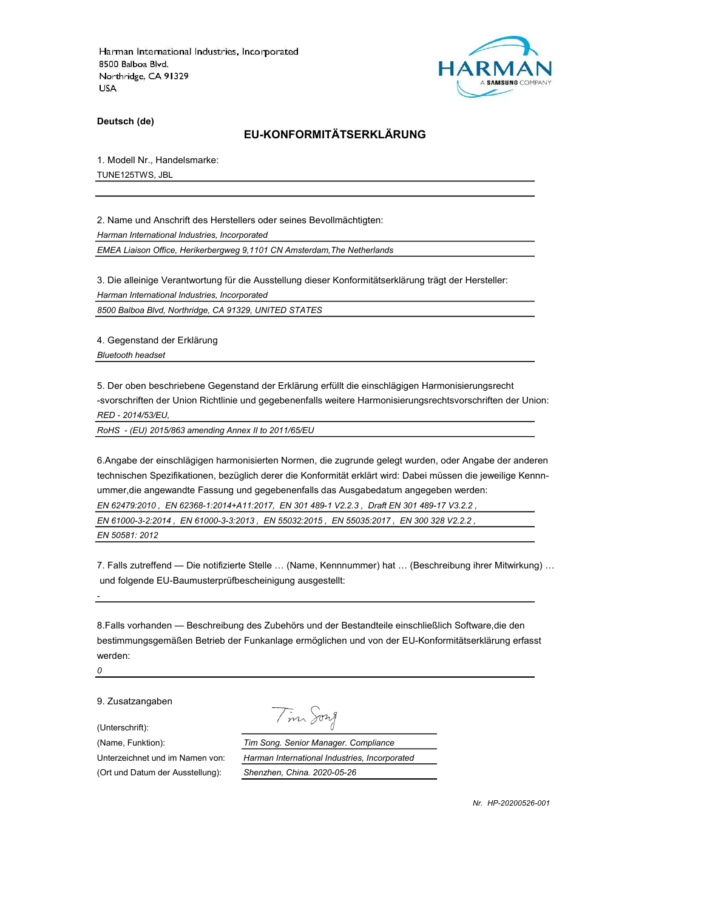Harman International Industries, Incorporated
8500 Balboa Blvd.
Northridge, CA 91329
USA

HARMAN
A SAMSUNG COMPANY

**Deutsch (de)**

## EU-KONFORMITÄTSERKLÄRUNG

1. Modell Nr., Handelsmarke:

TUNE125TWS, JBL

2. Name und Anschrift des Herstellers oder seines Bevollmächtigten:

*Harman International Industries, Incorporated*

*EMEA Liaison Office, Herikerbergweg 9,1101 CN Amsterdam,The Netherlands*

3. Die alleinige Verantwortung für die Ausstellung dieser Konformitätserklärung trägt der Hersteller:

*Harman International Industries, Incorporated*

*8500 Balboa Blvd, Northridge, CA 91329, UNITED STATES*

4. Gegenstand der Erklärung

*Bluetooth headset*

5. Der oben beschriebene Gegenstand der Erklärung erfüllt die einschlägigen Harmonisierungsrecht -svorschriften der Union Richtlinie und gegebenenfalls weitere Harmonisierungsrechtsvorschriften der Union:

*RED - 2014/53/EU,*

*RoHS - (EU) 2015/863 amending Annex II to 2011/65/EU*

6.Angabe der einschlägigen harmonisierten Normen, die zugrunde gelegt wurden, oder Angabe der anderen technischen Spezifikationen, bezüglich derer die Konformität erklärt wird: Dabei müssen die jeweilige Kennn-ummer,die angewandte Fassung und gegebenenfalls das Ausgabedatum angegeben werden:

*EN 62479:2010 , EN 62368-1:2014+A11:2017, EN 301 489-1 V2.2.3 , Draft EN 301 489-17 V3.2.2 ,*

*EN 61000-3-2:2014 , EN 61000-3-3:2013 , EN 55032:2015 , EN 55035:2017 , EN 300 328 V2.2.2 ,*

*EN 50581: 2012*

7. Falls zutreffend — Die notifizierte Stelle … (Name, Kennnummer) hat … (Beschreibung ihrer Mitwirkung) … und folgende EU-Baumusterprüfbescheinigung ausgestellt:

*-*

8.Falls vorhanden — Beschreibung des Zubehörs und der Bestandteile einschließlich Software,die den bestimmungsgemäßen Betrieb der Funkanlage ermöglichen und von der EU-Konformitätserklärung erfasst werden:

*0*

9. Zusatzangaben

| | |
|---|---|
| (Unterschrift): | Tim Song |
| (Name, Funktion): | *Tim Song. Senior Manager. Compliance* |
| Unterzeichnet und im Namen von: | *Harman International Industries, Incorporated* |
| (Ort und Datum der Ausstellung): | *Shenzhen, China. 2020-05-26* |

*Nr. HP-20200526-001*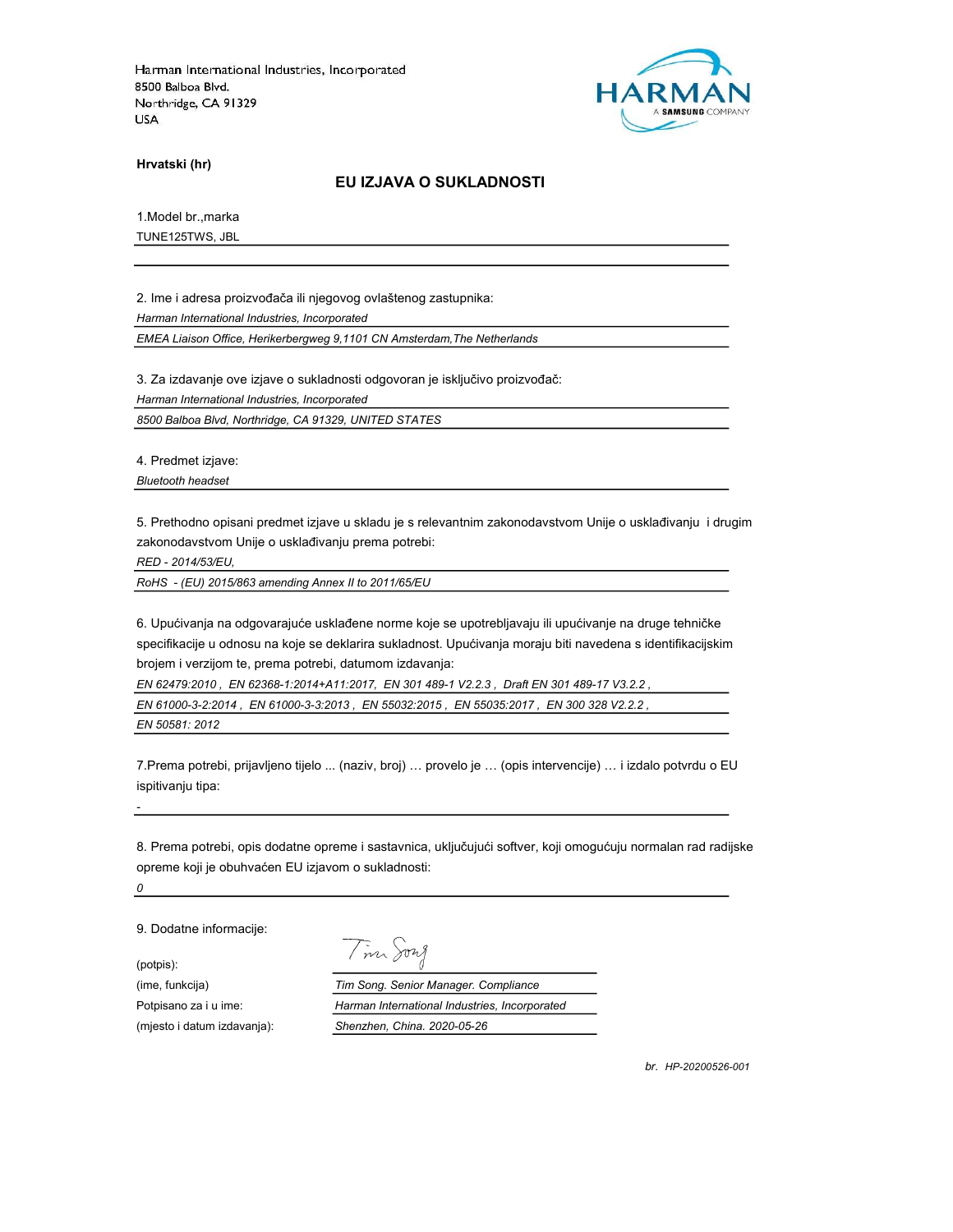Harman International Industries, Incorporated
8500 Balboa Blvd.
Northridge, CA 91329
USA

**Hrvatski (hr)**

## EU IZJAVA O SUKLADNOSTI

1.Model br.,marka

TUNE125TWS, JBL

2. Ime i adresa proizvođača ili njegovog ovlaštenog zastupnika:

*Harman International Industries, Incorporated*

*EMEA Liaison Office, Herikerbergweg 9,1101 CN Amsterdam,The Netherlands*

3. Za izdavanje ove izjave o sukladnosti odgovoran je isključivo proizvođač:

*Harman International Industries, Incorporated*

*8500 Balboa Blvd, Northridge, CA 91329, UNITED STATES*

4. Predmet izjave:

*Bluetooth headset*

5. Prethodno opisani predmet izjave u skladu je s relevantnim zakonodavstvom Unije o usklađivanju i drugim zakonodavstvom Unije o usklađivanju prema potrebi:

*RED - 2014/53/EU,*

*RoHS - (EU) 2015/863 amending Annex II to 2011/65/EU*

6. Upućivanja na odgovarajuće usklađene norme koje se upotrebljavaju ili upućivanje na druge tehničke specifikacije u odnosu na koje se deklarira sukladnost. Upućivanja moraju biti navedena s identifikacijskim brojem i verzijom te, prema potrebi, datumom izdavanja:

*EN 62479:2010 , EN 62368-1:2014+A11:2017, EN 301 489-1 V2.2.3 , Draft EN 301 489-17 V3.2.2 ,*

*EN 61000-3-2:2014 , EN 61000-3-3:2013 , EN 55032:2015 , EN 55035:2017 , EN 300 328 V2.2.2 ,*

*EN 50581: 2012*

7.Prema potrebi, prijavljeno tijelo ... (naziv, broj) … provelo je … (opis intervencije) … i izdalo potvrdu o EU ispitivanju tipa:

*-*

8. Prema potrebi, opis dodatne opreme i sastavnica, uključujući softver, koji omogućuju normalan rad radijske opreme koji je obuhvaćen EU izjavom o sukladnosti:

*0*

9. Dodatne informacije:

(potpis):

(ime, funkcija): *Tim Song. Senior Manager. Compliance*

Potpisano za i u ime: *Harman International Industries, Incorporated*

(mjesto i datum izdavanja): *Shenzhen, China. 2020-05-26*

*br. HP-20200526-001*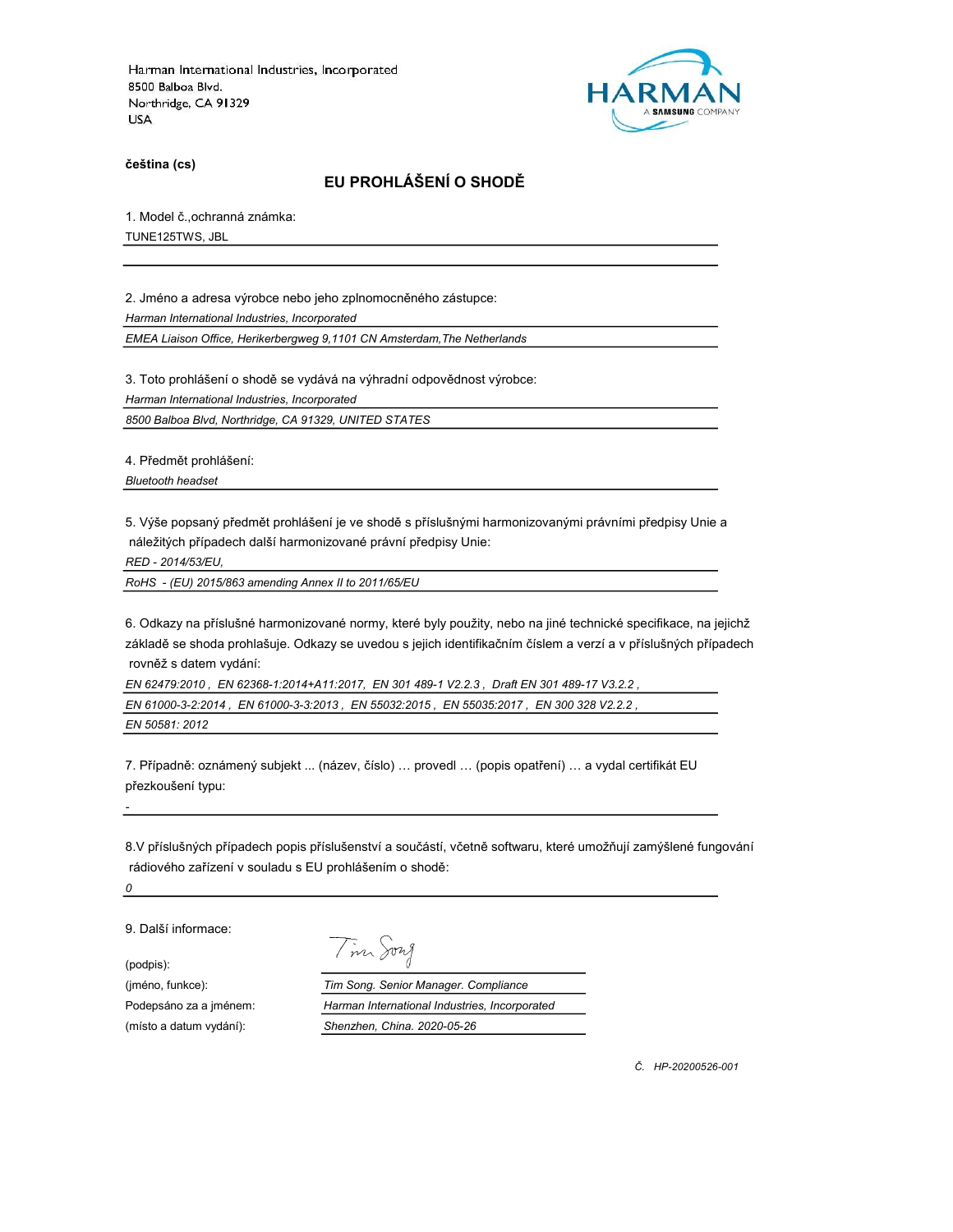Harman International Industries, Incorporated
8500 Balboa Blvd.
Northridge, CA 91329
USA

HARMAN
A SAMSUNG COMPANY

**čeština (cs)**

## EU PROHLÁŠENÍ O SHODĚ

1. Model č.,ochranná známka:

TUNE125TWS, JBL

2. Jméno a adresa výrobce nebo jeho zplnomocněného zástupce:

*Harman International Industries, Incorporated*

*EMEA Liaison Office, Herikerbergweg 9,1101 CN Amsterdam,The Netherlands*

3. Toto prohlášení o shodě se vydává na výhradní odpovědnost výrobce:

*Harman International Industries, Incorporated*

*8500 Balboa Blvd, Northridge, CA 91329, UNITED STATES*

4. Předmět prohlášení:

*Bluetooth headset*

5. Výše popsaný předmět prohlášení je ve shodě s příslušnými harmonizovanými právními předpisy Unie a náležitých případech další harmonizované právní předpisy Unie:

*RED - 2014/53/EU,*

*RoHS - (EU) 2015/863 amending Annex II to 2011/65/EU*

6. Odkazy na příslušné harmonizované normy, které byly použity, nebo na jiné technické specifikace, na jejichž základě se shoda prohlašuje. Odkazy se uvedou s jejich identifikačním číslem a verzí a v příslušných případech rovněž s datem vydání:

*EN 62479:2010 , EN 62368-1:2014+A11:2017, EN 301 489-1 V2.2.3 , Draft EN 301 489-17 V3.2.2 ,*

*EN 61000-3-2:2014 , EN 61000-3-3:2013 , EN 55032:2015 , EN 55035:2017 , EN 300 328 V2.2.2 ,*

*EN 50581: 2012*

7. Případně: oznámený subjekt ... (název, číslo) … provedl … (popis opatření) … a vydal certifikát EU přezkoušení typu:

*-*

8.V příslušných případech popis příslušenství a součástí, včetně softwaru, které umožňují zamýšlené fungování rádiového zařízení v souladu s EU prohlášením o shodě:

*0*

9. Další informace:

| | |
|---|---|
| (podpis): | Tim Song |
| (jméno, funkce): | *Tim Song. Senior Manager. Compliance* |
| Podepsáno za a jménem: | *Harman International Industries, Incorporated* |
| (místo a datum vydání): | *Shenzhen, China. 2020-05-26* |

*Č. HP-20200526-001*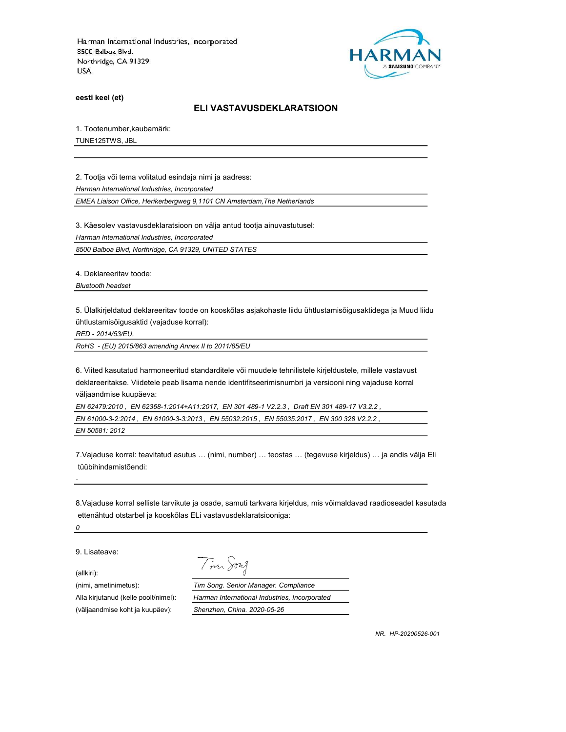Harman International Industries, Incorporated
8500 Balboa Blvd.
Northridge, CA 91329
USA

**eesti keel (et)**

## ELI VASTAVUSDEKLARATSIOON

1. Tootenumber,kaubamärk:

TUNE125TWS, JBL

2. Tootja või tema volitatud esindaja nimi ja aadress:

*Harman International Industries, Incorporated*

*EMEA Liaison Office, Herikerbergweg 9,1101 CN Amsterdam,The Netherlands*

3. Käesolev vastavusdeklaratsioon on välja antud tootja ainuvastutusel:

*Harman International Industries, Incorporated*

*8500 Balboa Blvd, Northridge, CA 91329, UNITED STATES*

4. Deklareeritav toode:

*Bluetooth headset*

5. Ülalkirjeldatud deklareeritav toode on kooskõlas asjakohaste liidu ühtlustamisõigusaktidega ja Muud liidu ühtlustamisõigusaktid (vajaduse korral):

*RED - 2014/53/EU,*

*RoHS - (EU) 2015/863 amending Annex II to 2011/65/EU*

6. Viited kasutatud harmoneeritud standarditele või muudele tehnilistele kirjeldustele, millele vastavust deklareeritakse. Viidetele peab lisama nende identifitseerimisnumbri ja versiooni ning vajaduse korral väljaandmise kuupäeva:

*EN 62479:2010 , EN 62368-1:2014+A11:2017, EN 301 489-1 V2.2.3 , Draft EN 301 489-17 V3.2.2 ,*

*EN 61000-3-2:2014 , EN 61000-3-3:2013 , EN 55032:2015 , EN 55035:2017 , EN 300 328 V2.2.2 ,*

*EN 50581: 2012*

7.Vajaduse korral: teavitatud asutus … (nimi, number) … teostas … (tegevuse kirjeldus) … ja andis välja Eli tüübihindamistõendi:

-

8.Vajaduse korral selliste tarvikute ja osade, samuti tarkvara kirjeldus, mis võimaldavad raadioseadet kasutada ettenähtud otstarbel ja kooskõlas ELi vastavusdeklaratsiooniga:

*0*

9. Lisateave:

(allkiri):

(nimi, ametinimetus): *Tim Song. Senior Manager. Compliance*

Alla kirjutanud (kelle poolt/nimel): *Harman International Industries, Incorporated*

(väljaandmise koht ja kuupäev): *Shenzhen, China. 2020-05-26*

*NR. HP-20200526-001*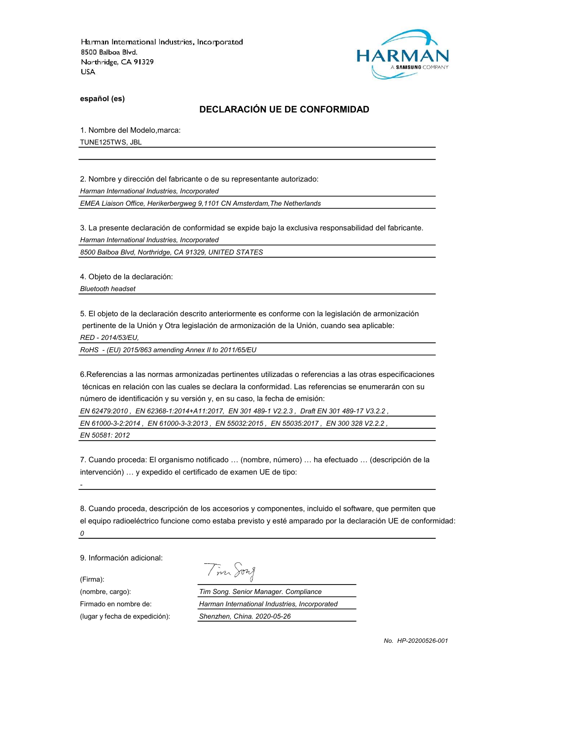Harman International Industries, Incorporated
8500 Balboa Blvd.
Northridge, CA 91329
USA

HARMAN
A SAMSUNG COMPANY

**español (es)**

## DECLARACIÓN UE DE CONFORMIDAD

1. Nombre del Modelo,marca:

TUNE125TWS, JBL

2. Nombre y dirección del fabricante o de su representante autorizado:

*Harman International Industries, Incorporated*

*EMEA Liaison Office, Herikerbergweg 9,1101 CN Amsterdam,The Netherlands*

3. La presente declaración de conformidad se expide bajo la exclusiva responsabilidad del fabricante.

*Harman International Industries, Incorporated*

*8500 Balboa Blvd, Northridge, CA 91329, UNITED STATES*

4. Objeto de la declaración:

*Bluetooth headset*

5. El objeto de la declaración descrito anteriormente es conforme con la legislación de armonización pertinente de la Unión y Otra legislación de armonización de la Unión, cuando sea aplicable:

*RED - 2014/53/EU,*

*RoHS - (EU) 2015/863 amending Annex II to 2011/65/EU*

6.Referencias a las normas armonizadas pertinentes utilizadas o referencias a las otras especificaciones técnicas en relación con las cuales se declara la conformidad. Las referencias se enumerarán con su número de identificación y su versión y, en su caso, la fecha de emisión:

*EN 62479:2010 , EN 62368-1:2014+A11:2017, EN 301 489-1 V2.2.3 , Draft EN 301 489-17 V3.2.2 ,*

*EN 61000-3-2:2014 , EN 61000-3-3:2013 , EN 55032:2015 , EN 55035:2017 , EN 300 328 V2.2.2 ,*

*EN 50581: 2012*

7. Cuando proceda: El organismo notificado … (nombre, número) … ha efectuado … (descripción de la intervención) … y expedido el certificado de examen UE de tipo:

*-*

8. Cuando proceda, descripción de los accesorios y componentes, incluido el software, que permiten que el equipo radioeléctrico funcione como estaba previsto y esté amparado por la declaración UE de conformidad:

*0*

9. Información adicional:

(Firma): Tim Song

(nombre, cargo): *Tim Song. Senior Manager. Compliance*

Firmado en nombre de: *Harman International Industries, Incorporated*

(lugar y fecha de expedición): *Shenzhen, China. 2020-05-26*

*No. HP-20200526-001*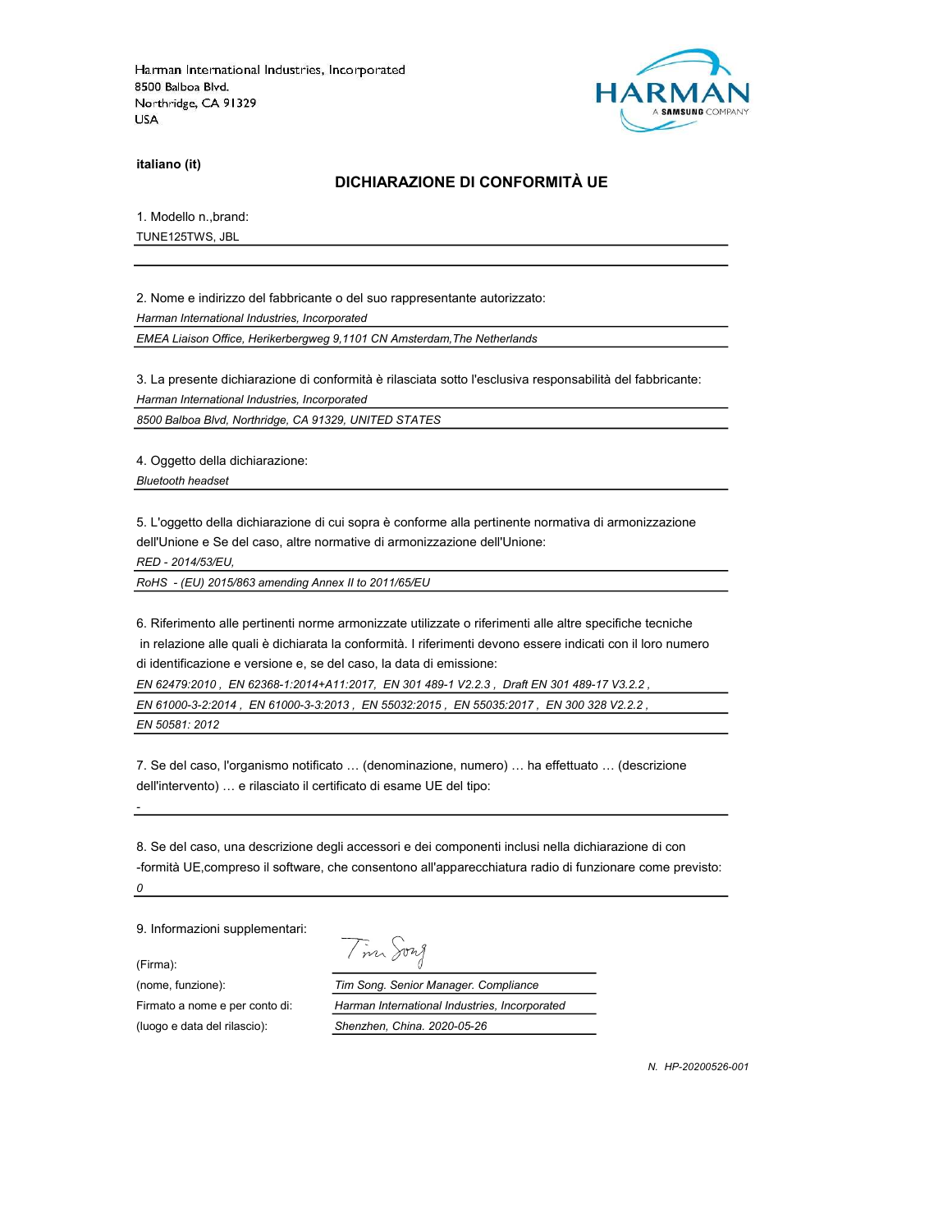Harman International Industries, Incorporated
8500 Balboa Blvd.
Northridge, CA 91329
USA

HARMAN
A SAMSUNG COMPANY

**italiano (it)**

## DICHIARAZIONE DI CONFORMITÀ UE

1. Modello n.,brand:

TUNE125TWS, JBL

2. Nome e indirizzo del fabbricante o del suo rappresentante autorizzato:

*Harman International Industries, Incorporated*

*EMEA Liaison Office, Herikerbergweg 9,1101 CN Amsterdam,The Netherlands*

3. La presente dichiarazione di conformità è rilasciata sotto l'esclusiva responsabilità del fabbricante:

*Harman International Industries, Incorporated*

*8500 Balboa Blvd, Northridge, CA 91329, UNITED STATES*

4. Oggetto della dichiarazione:

*Bluetooth headset*

5. L'oggetto della dichiarazione di cui sopra è conforme alla pertinente normativa di armonizzazione dell'Unione e Se del caso, altre normative di armonizzazione dell'Unione:

*RED - 2014/53/EU,*

*RoHS - (EU) 2015/863 amending Annex II to 2011/65/EU*

6. Riferimento alle pertinenti norme armonizzate utilizzate o riferimenti alle altre specifiche tecniche in relazione alle quali è dichiarata la conformità. I riferimenti devono essere indicati con il loro numero di identificazione e versione e, se del caso, la data di emissione:

*EN 62479:2010 , EN 62368-1:2014+A11:2017, EN 301 489-1 V2.2.3 , Draft EN 301 489-17 V3.2.2 ,*

*EN 61000-3-2:2014 , EN 61000-3-3:2013 , EN 55032:2015 , EN 55035:2017 , EN 300 328 V2.2.2 ,*

*EN 50581: 2012*

7. Se del caso, l'organismo notificato … (denominazione, numero) … ha effettuato … (descrizione dell'intervento) … e rilasciato il certificato di esame UE del tipo:

*-*

8. Se del caso, una descrizione degli accessori e dei componenti inclusi nella dichiarazione di con -formità UE,compreso il software, che consentono all'apparecchiatura radio di funzionare come previsto:

*0*

9. Informazioni supplementari:

(Firma): Tim Song

(nome, funzione): *Tim Song. Senior Manager. Compliance*

Firmato a nome e per conto di: *Harman International Industries, Incorporated*

(luogo e data del rilascio): *Shenzhen, China. 2020-05-26*

*N. HP-20200526-001*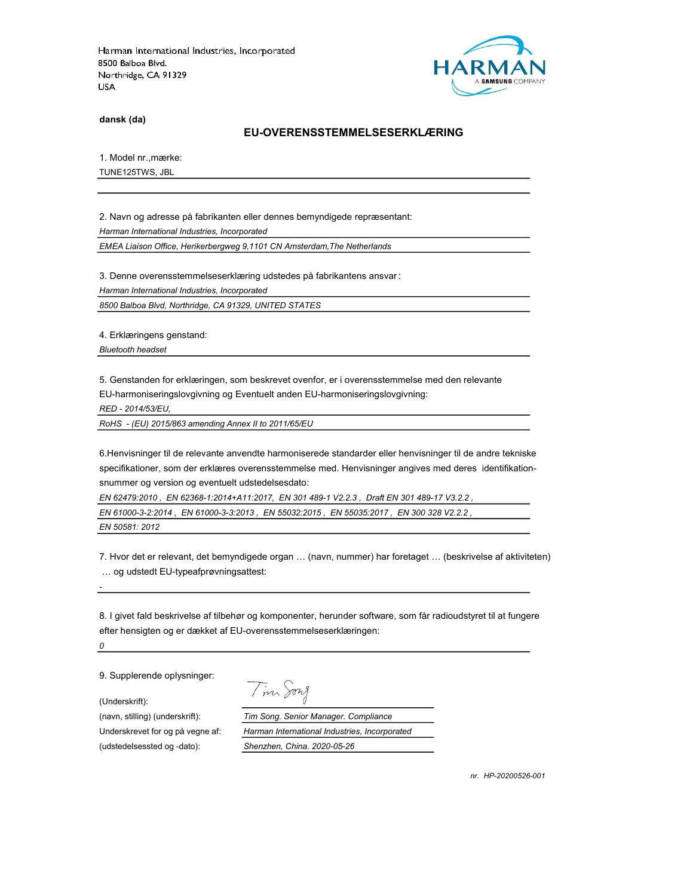Harman International Industries, Incorporated
8500 Balboa Blvd.
Northridge, CA 91329
USA

HARMAN
A SAMSUNG COMPANY

**dansk (da)**

## EU-OVERENSSTEMMELSESERKLÆRING

1. Model nr.,mærke:

TUNE125TWS, JBL

2. Navn og adresse på fabrikanten eller dennes bemyndigede repræsentant:

*Harman International Industries, Incorporated*

*EMEA Liaison Office, Herikerbergweg 9,1101 CN Amsterdam,The Netherlands*

3. Denne overensstemmelseserklæring udstedes på fabrikantens ansvar :

*Harman International Industries, Incorporated*

*8500 Balboa Blvd, Northridge, CA 91329, UNITED STATES*

4. Erklæringens genstand:

*Bluetooth headset*

5. Genstanden for erklæringen, som beskrevet ovenfor, er i overensstemmelse med den relevante EU-harmoniseringslovgivning og Eventuelt anden EU-harmoniseringslovgivning:

*RED - 2014/53/EU,*

*RoHS - (EU) 2015/863 amending Annex II to 2011/65/EU*

6.Henvisninger til de relevante anvendte harmoniserede standarder eller henvisninger til de andre tekniske specifikationer, som der erklæres overensstemmelse med. Henvisninger angives med deres identifikationsnummer og version og eventuelt udstedelsesdato:

*EN 62479:2010 , EN 62368-1:2014+A11:2017, EN 301 489-1 V2.2.3 , Draft EN 301 489-17 V3.2.2 ,*

*EN 61000-3-2:2014 , EN 61000-3-3:2013 , EN 55032:2015 , EN 55035:2017 , EN 300 328 V2.2.2 ,*

*EN 50581: 2012*

7. Hvor det er relevant, det bemyndigede organ … (navn, nummer) har foretaget … (beskrivelse af aktiviteten) … og udstedt EU-typeafprøvningsattest:

-

8. I givet fald beskrivelse af tilbehør og komponenter, herunder software, som får radioudstyret til at fungere efter hensigten og er dækket af EU-overensstemmelseserklæringen:

*0*

9. Supplerende oplysninger:

| | |
|---|---|
| (Underskrift): | Tim Song |
| (navn, stilling) (underskrift): | *Tim Song. Senior Manager. Compliance* |
| Underskrevet for og på vegne af: | *Harman International Industries, Incorporated* |
| (udstedelsessted og -dato): | *Shenzhen, China. 2020-05-26* |

*nr. HP-20200526-001*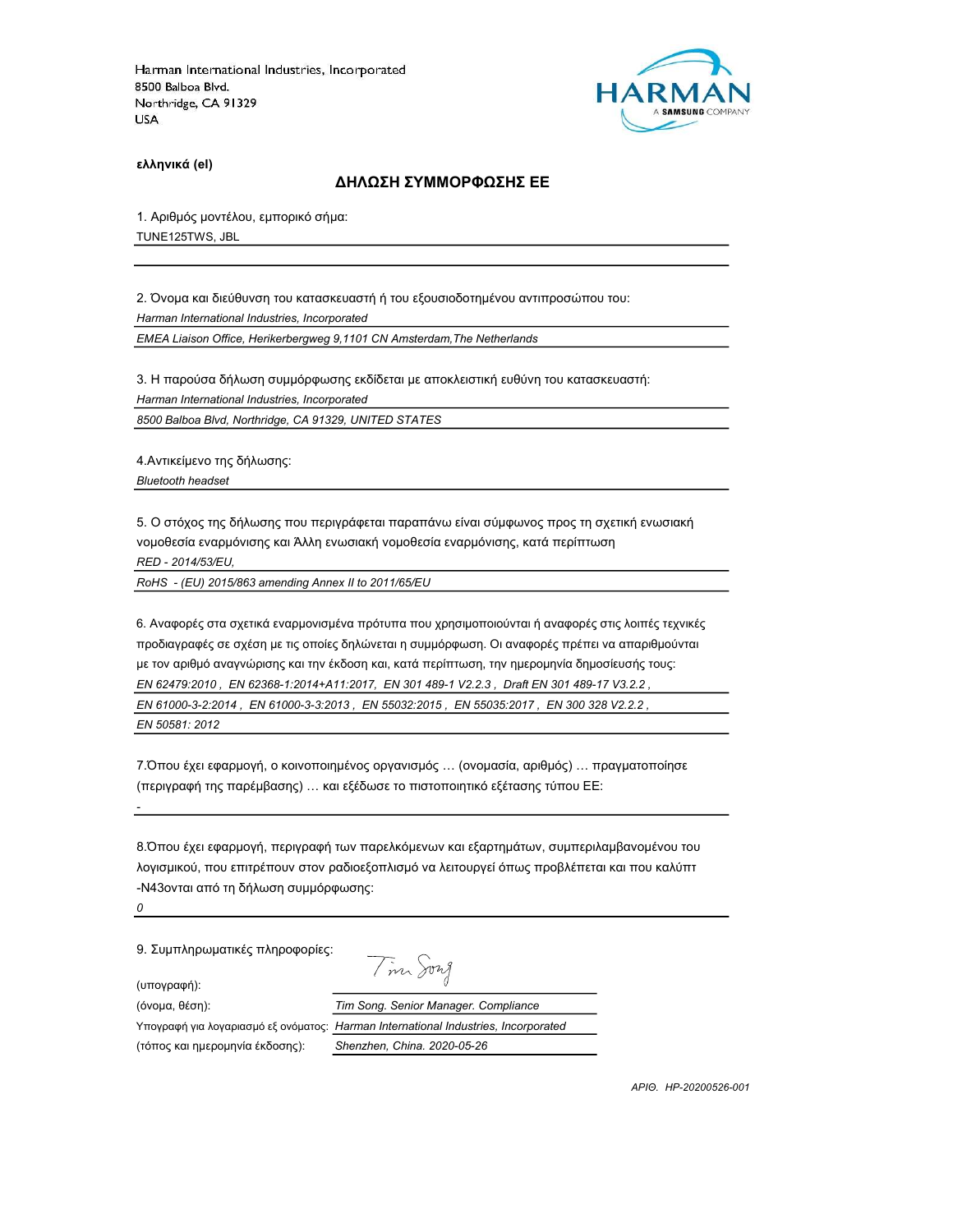Harman International Industries, Incorporated
8500 Balboa Blvd.
Northridge, CA 91329
USA

HARMAN
A SAMSUNG COMPANY

**ελληνικά (el)**

## ΔΗΛΩΣΗ ΣΥΜΜΟΡΦΩΣΗΣ ΕΕ

1. Αριθμός μοντέλου, εμπορικό σήμα:

TUNE125TWS, JBL

2. Όνομα και διεύθυνση του κατασκευαστή ή του εξουσιοδοτημένου αντιπροσώπου του:

*Harman International Industries, Incorporated*

*EMEA Liaison Office, Herikerbergweg 9,1101 CN Amsterdam,The Netherlands*

3. Η παρούσα δήλωση συμμόρφωσης εκδίδεται με αποκλειστική ευθύνη του κατασκευαστή:

*Harman International Industries, Incorporated*

*8500 Balboa Blvd, Northridge, CA 91329, UNITED STATES*

4.Αντικείμενο της δήλωσης:

*Bluetooth headset*

5. Ο στόχος της δήλωσης που περιγράφεται παραπάνω είναι σύμφωνος προς τη σχετική ενωσιακή νομοθεσία εναρμόνισης και Άλλη ενωσιακή νομοθεσία εναρμόνισης, κατά περίπτωση

*RED - 2014/53/EU,*

*RoHS - (EU) 2015/863 amending Annex II to 2011/65/EU*

6. Αναφορές στα σχετικά εναρμονισμένα πρότυπα που χρησιμοποιούνται ή αναφορές στις λοιπές τεχνικές προδιαγραφές σε σχέση με τις οποίες δηλώνεται η συμμόρφωση. Οι αναφορές πρέπει να απαριθμούνται με τον αριθμό αναγνώρισης και την έκδοση και, κατά περίπτωση, την ημερομηνία δημοσίευσής τους:

*EN 62479:2010 , EN 62368-1:2014+A11:2017, EN 301 489-1 V2.2.3 , Draft EN 301 489-17 V3.2.2 ,*

*EN 61000-3-2:2014 , EN 61000-3-3:2013 , EN 55032:2015 , EN 55035:2017 , EN 300 328 V2.2.2 ,*

*EN 50581: 2012*

7.Όπου έχει εφαρμογή, ο κοινοποιημένος οργανισμός … (ονομασία, αριθμός) … πραγματοποίησε (περιγραφή της παρέμβασης) … και εξέδωσε το πιστοποιητικό εξέτασης τύπου ΕΕ:

-

8.Όπου έχει εφαρμογή, περιγραφή των παρελκόμενων και εξαρτημάτων, συμπεριλαμβανομένου του λογισμικού, που επιτρέπουν στον ραδιοεξοπλισμό να λειτουργεί όπως προβλέπεται και που καλύπτ -N43ονται από τη δήλωση συμμόρφωσης:

*0*

9. Συμπληρωματικές πληροφορίες:

(υπογραφή): Tim Song

(όνομα, θέση): *Tim Song. Senior Manager. Compliance*

Υπογραφή για λογαριασμό εξ ονόματος: *Harman International Industries, Incorporated*

(τόπος και ημερομηνία έκδοσης): *Shenzhen, China. 2020-05-26*

*ΑΡΙΘ. HP-20200526-001*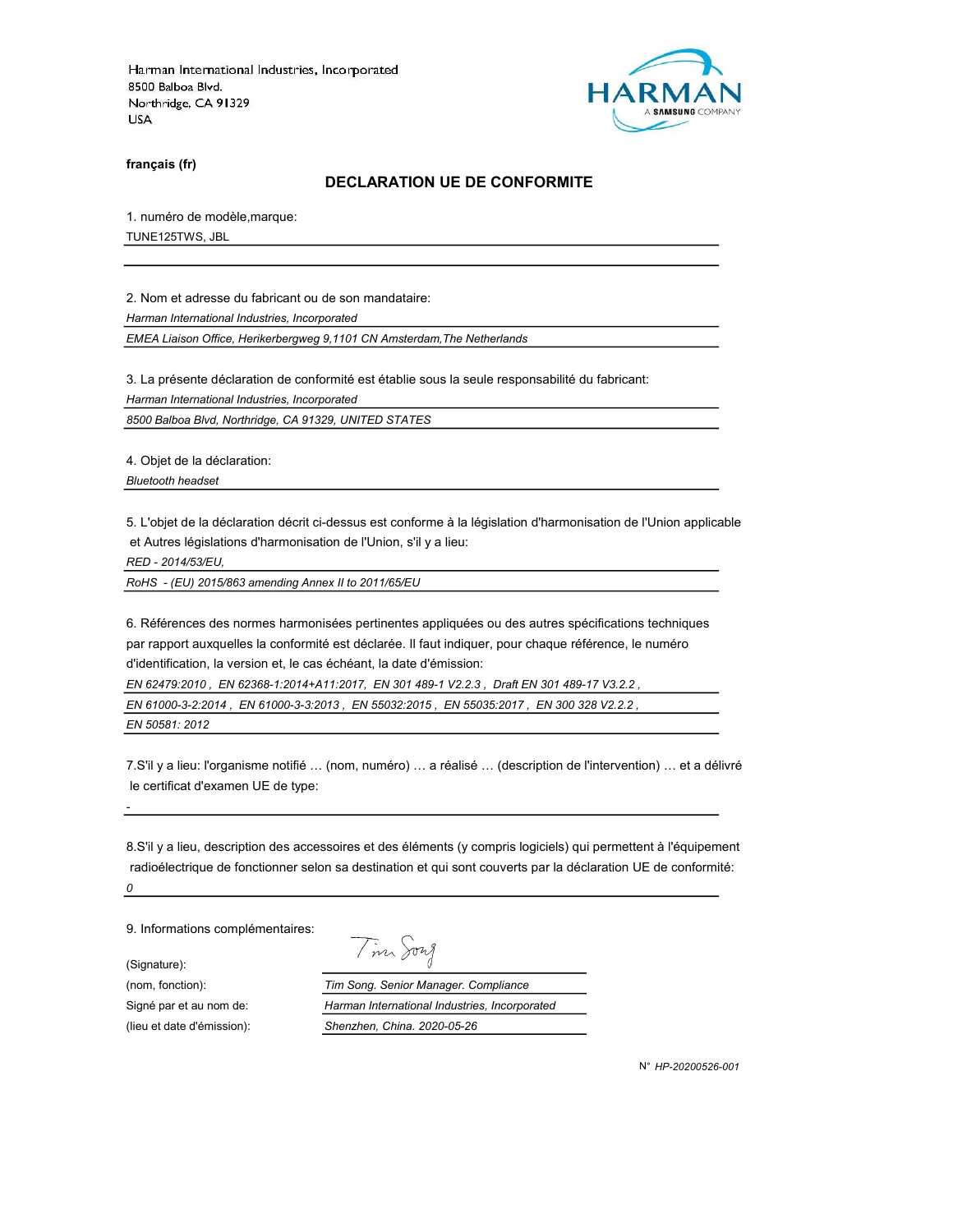Harman International Industries, Incorporated
8500 Balboa Blvd.
Northridge, CA 91329
USA

HARMAN
A SAMSUNG COMPANY

**français (fr)**

## DECLARATION UE DE CONFORMITE

1. numéro de modèle,marque:

TUNE125TWS, JBL

2. Nom et adresse du fabricant ou de son mandataire:

*Harman International Industries, Incorporated*

*EMEA Liaison Office, Herikerbergweg 9,1101 CN Amsterdam,The Netherlands*

3. La présente déclaration de conformité est établie sous la seule responsabilité du fabricant:

*Harman International Industries, Incorporated*

*8500 Balboa Blvd, Northridge, CA 91329, UNITED STATES*

4. Objet de la déclaration:

*Bluetooth headset*

5. L'objet de la déclaration décrit ci-dessus est conforme à la législation d'harmonisation de l'Union applicable et Autres législations d'harmonisation de l'Union, s'il y a lieu:

*RED - 2014/53/EU,*

*RoHS - (EU) 2015/863 amending Annex II to 2011/65/EU*

6. Références des normes harmonisées pertinentes appliquées ou des autres spécifications techniques par rapport auxquelles la conformité est déclarée. Il faut indiquer, pour chaque référence, le numéro d'identification, la version et, le cas échéant, la date d'émission:

*EN 62479:2010 , EN 62368-1:2014+A11:2017, EN 301 489-1 V2.2.3 , Draft EN 301 489-17 V3.2.2 ,*

*EN 61000-3-2:2014 , EN 61000-3-3:2013 , EN 55032:2015 , EN 55035:2017 , EN 300 328 V2.2.2 ,*

*EN 50581: 2012*

7.S'il y a lieu: l'organisme notifié … (nom, numéro) … a réalisé … (description de l'intervention) … et a délivré le certificat d'examen UE de type:

-

8.S'il y a lieu, description des accessoires et des éléments (y compris logiciels) qui permettent à l'équipement radioélectrique de fonctionner selon sa destination et qui sont couverts par la déclaration UE de conformité:

*0*

9. Informations complémentaires:

(Signature): Tim Song

(nom, fonction): *Tim Song. Senior Manager. Compliance*

Signé par et au nom de: *Harman International Industries, Incorporated*

(lieu et date d'émission): *Shenzhen, China. 2020-05-26*

N° *HP-20200526-001*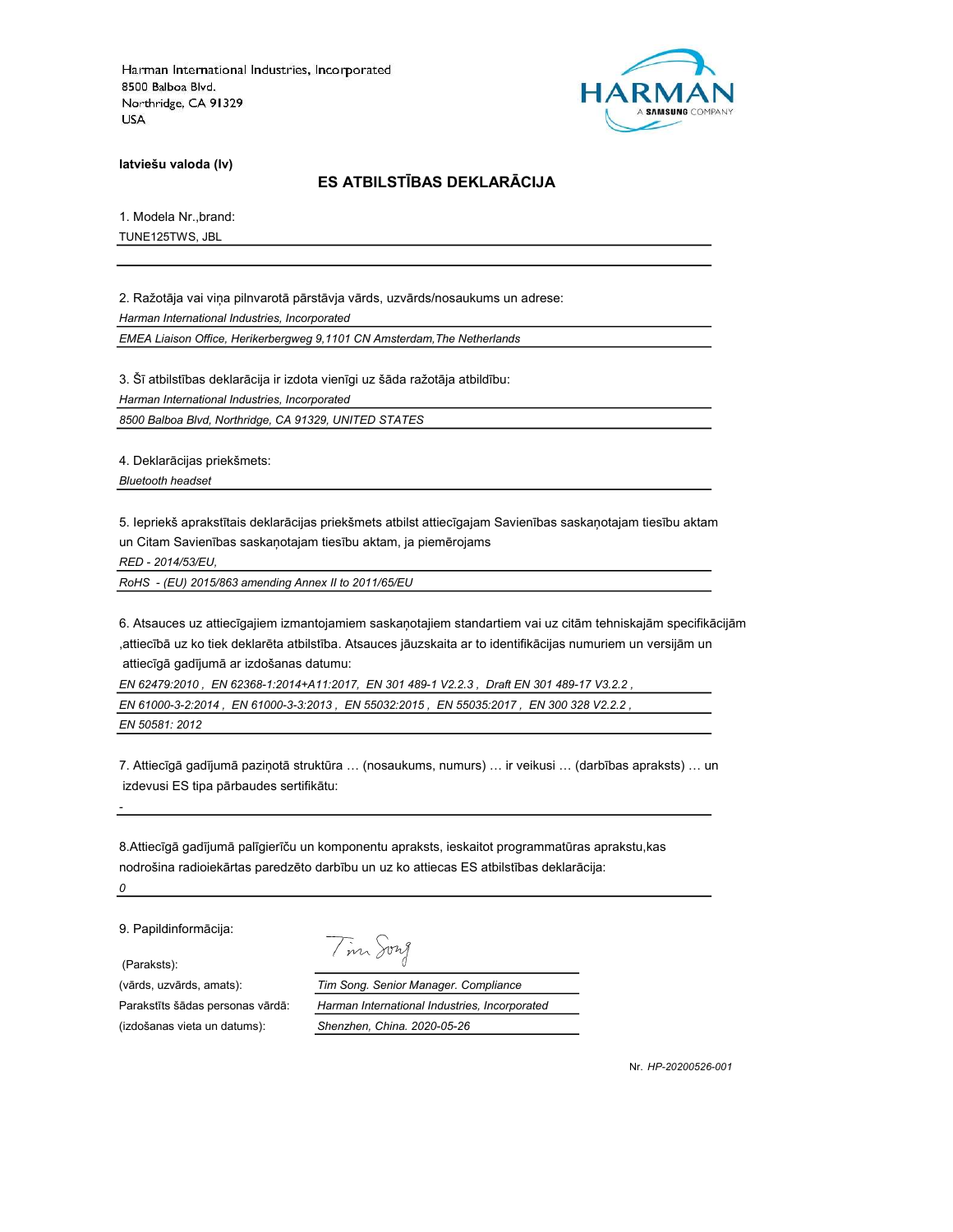Harman International Industries, Incorporated
8500 Balboa Blvd.
Northridge, CA 91329
USA

**latviešu valoda (lv)**

## ES ATBILSTĪBAS DEKLARĀCIJA

1. Modela Nr.,brand:

TUNE125TWS, JBL

2. Ražotāja vai viņa pilnvarotā pārstāvja vārds, uzvārds/nosaukums un adrese:

*Harman International Industries, Incorporated*

*EMEA Liaison Office, Herikerbergweg 9,1101 CN Amsterdam,The Netherlands*

3. Šī atbilstības deklarācija ir izdota vienīgi uz šāda ražotāja atbildību:

*Harman International Industries, Incorporated*

*8500 Balboa Blvd, Northridge, CA 91329, UNITED STATES*

4. Deklarācijas priekšmets:

*Bluetooth headset*

5. Iepriekš aprakstītais deklarācijas priekšmets atbilst attiecīgajam Savienības saskaņotajam tiesību aktam un Citam Savienības saskaņotajam tiesību aktam, ja piemērojams

*RED - 2014/53/EU,*

*RoHS - (EU) 2015/863 amending Annex II to 2011/65/EU*

6. Atsauces uz attiecīgajiem izmantojamiem saskaņotajiem standartiem vai uz citām tehniskajām specifikācijām ,attiecībā uz ko tiek deklarēta atbilstība. Atsauces jāuzskaita ar to identifikācijas numuriem un versijām un attiecīgā gadījumā ar izdošanas datumu:

*EN 62479:2010 , EN 62368-1:2014+A11:2017, EN 301 489-1 V2.2.3 , Draft EN 301 489-17 V3.2.2 ,*

*EN 61000-3-2:2014 , EN 61000-3-3:2013 , EN 55032:2015 , EN 55035:2017 , EN 300 328 V2.2.2 ,*

*EN 50581: 2012*

7. Attiecīgā gadījumā paziņotā struktūra … (nosaukums, numurs) … ir veikusi … (darbības apraksts) … un izdevusi ES tipa pārbaudes sertifikātu:

-

8.Attiecīgā gadījumā palīgierīču un komponentu apraksts, ieskaitot programmatūras aprakstu,kas nodrošina radioiekārtas paredzēto darbību un uz ko attiecas ES atbilstības deklarācija:

*0*

9. Papildinformācija:

(Paraksts): Tim Song

(vārds, uzvārds, amats): *Tim Song. Senior Manager. Compliance*

Parakstīts šādas personas vārdā: *Harman International Industries, Incorporated*

(izdošanas vieta un datums): *Shenzhen, China. 2020-05-26*

Nr. *HP-20200526-001*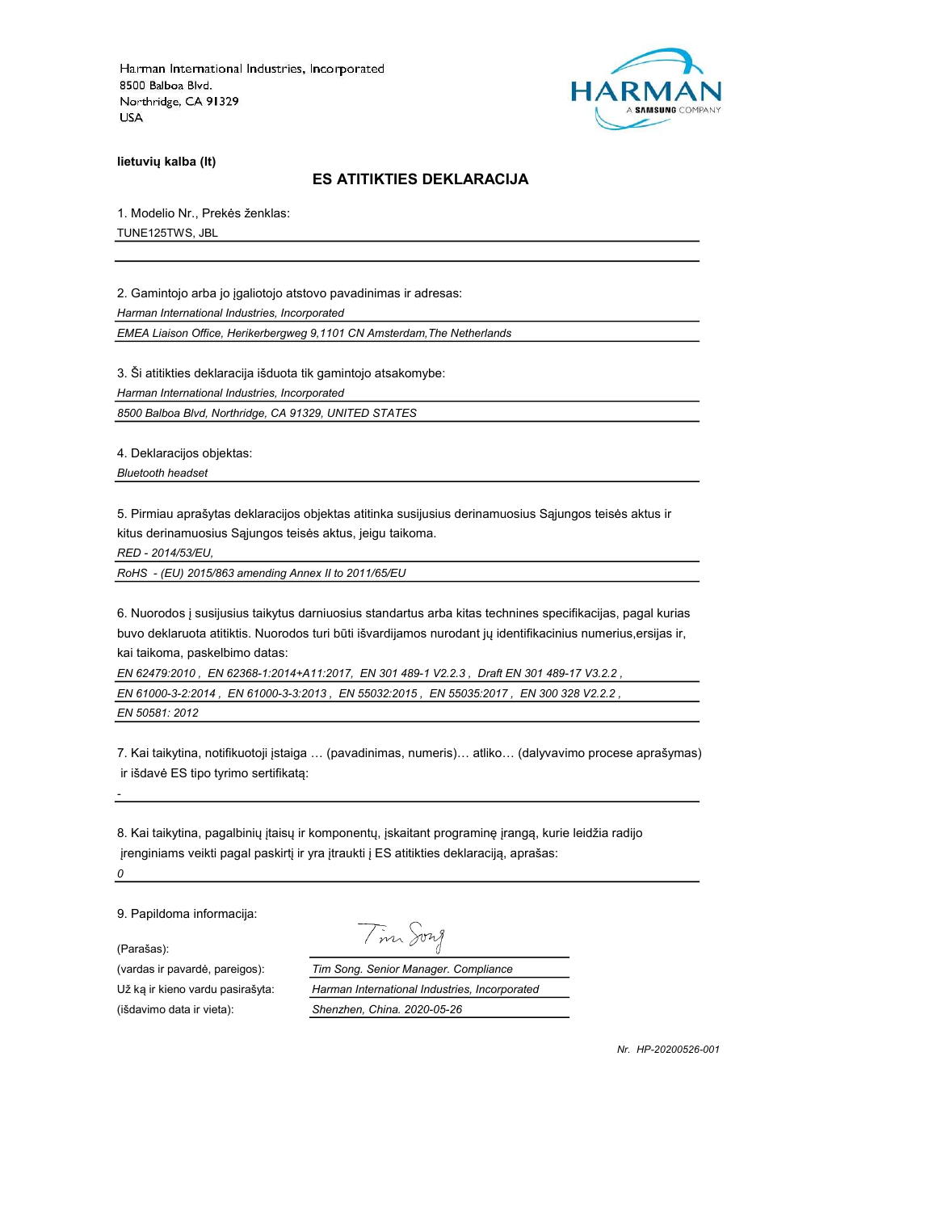Harman International Industries, Incorporated
8500 Balboa Blvd.
Northridge, CA 91329
USA

HARMAN
A SAMSUNG COMPANY

**lietuvių kalba (lt)**

## ES ATITIKTIES DEKLARACIJA

1. Modelio Nr., Prekės ženklas:

TUNE125TWS, JBL

2. Gamintojo arba jo įgaliotojo atstovo pavadinimas ir adresas:

*Harman International Industries, Incorporated*

*EMEA Liaison Office, Herikerbergweg 9,1101 CN Amsterdam,The Netherlands*

3. Ši atitikties deklaracija išduota tik gamintojo atsakomybe:

*Harman International Industries, Incorporated*

*8500 Balboa Blvd, Northridge, CA 91329, UNITED STATES*

4. Deklaracijos objektas:

*Bluetooth headset*

5. Pirmiau aprašytas deklaracijos objektas atitinka susijusius derinamuosius Sąjungos teisės aktus ir kitus derinamuosius Sąjungos teisės aktus, jeigu taikoma.

*RED - 2014/53/EU,*

*RoHS - (EU) 2015/863 amending Annex II to 2011/65/EU*

6. Nuorodos į susijusius taikytus darniuosius standartus arba kitas technines specifikacijas, pagal kurias buvo deklaruota atitiktis. Nuorodos turi būti išvardijamos nurodant jų identifikacinius numerius,ersijas ir, kai taikoma, paskelbimo datas:

*EN 62479:2010 , EN 62368-1:2014+A11:2017, EN 301 489-1 V2.2.3 , Draft EN 301 489-17 V3.2.2 ,*

*EN 61000-3-2:2014 , EN 61000-3-3:2013 , EN 55032:2015 , EN 55035:2017 , EN 300 328 V2.2.2 ,*

*EN 50581: 2012*

7. Kai taikytina, notifikuotoji įstaiga … (pavadinimas, numeris)… atliko… (dalyvavimo procese aprašymas) ir išdavė ES tipo tyrimo sertifikatą:

-

8. Kai taikytina, pagalbinių įtaisų ir komponentų, įskaitant programinę įrangą, kurie leidžia radijo įrenginiams veikti pagal paskirtį ir yra įtraukti į ES atitikties deklaraciją, aprašas:

*0*

9. Papildoma informacija:

(Parašas): Tim Song

(vardas ir pavardė, pareigos): *Tim Song. Senior Manager. Compliance*

Už ką ir kieno vardu pasirašyta: *Harman International Industries, Incorporated*

(išdavimo data ir vieta): *Shenzhen, China. 2020-05-26*

*Nr. HP-20200526-001*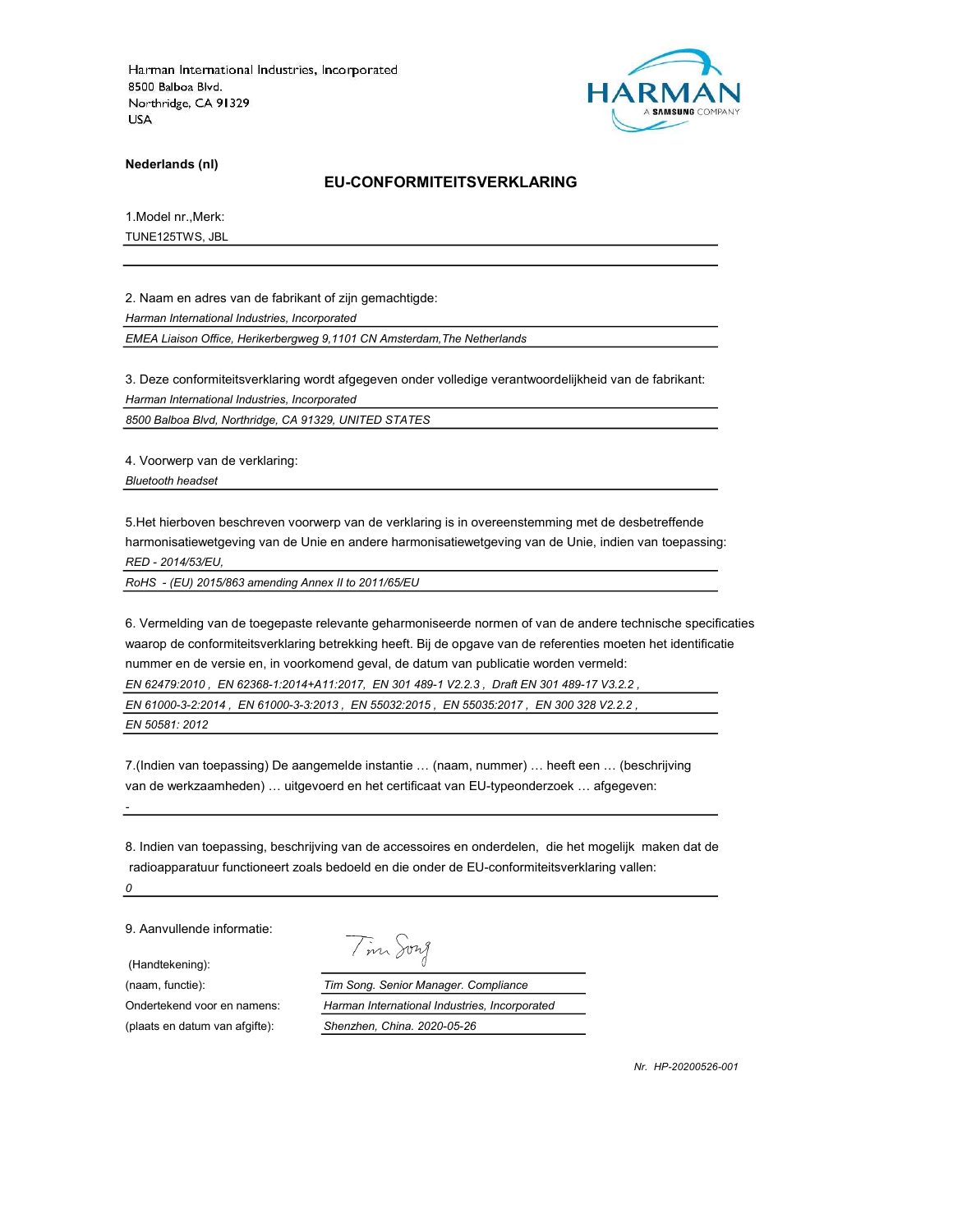Harman International Industries, Incorporated
8500 Balboa Blvd.
Northridge, CA 91329
USA

HARMAN
A SAMSUNG COMPANY

**Nederlands (nl)**

## EU-CONFORMITEITSVERKLARING

1.Model nr.,Merk:

TUNE125TWS, JBL

2. Naam en adres van de fabrikant of zijn gemachtigde:

*Harman International Industries, Incorporated*

*EMEA Liaison Office, Herikerbergweg 9,1101 CN Amsterdam,The Netherlands*

3. Deze conformiteitsverklaring wordt afgegeven onder volledige verantwoordelijkheid van de fabrikant:

*Harman International Industries, Incorporated*

*8500 Balboa Blvd, Northridge, CA 91329, UNITED STATES*

4. Voorwerp van de verklaring:

*Bluetooth headset*

5.Het hierboven beschreven voorwerp van de verklaring is in overeenstemming met de desbetreffende harmonisatiewetgeving van de Unie en andere harmonisatiewetgeving van de Unie, indien van toepassing:

*RED - 2014/53/EU,*

*RoHS - (EU) 2015/863 amending Annex II to 2011/65/EU*

6. Vermelding van de toegepaste relevante geharmoniseerde normen of van de andere technische specificaties waarop de conformiteitsverklaring betrekking heeft. Bij de opgave van de referenties moeten het identificatie nummer en de versie en, in voorkomend geval, de datum van publicatie worden vermeld:

*EN 62479:2010 , EN 62368-1:2014+A11:2017, EN 301 489-1 V2.2.3 , Draft EN 301 489-17 V3.2.2 ,*

*EN 61000-3-2:2014 , EN 61000-3-3:2013 , EN 55032:2015 , EN 55035:2017 , EN 300 328 V2.2.2 ,*

*EN 50581: 2012*

7.(Indien van toepassing) De aangemelde instantie … (naam, nummer) … heeft een … (beschrijving van de werkzaamheden) … uitgevoerd en het certificaat van EU-typeonderzoek … afgegeven:

*-*

8. Indien van toepassing, beschrijving van de accessoires en onderdelen, die het mogelijk maken dat de radioapparatuur functioneert zoals bedoeld en die onder de EU-conformiteitsverklaring vallen:

*0*

9. Aanvullende informatie:

(Handtekening): Tim Song

(naam, functie): *Tim Song. Senior Manager. Compliance*

Ondertekend voor en namens: *Harman International Industries, Incorporated*

(plaats en datum van afgifte): *Shenzhen, China. 2020-05-26*

*Nr. HP-20200526-001*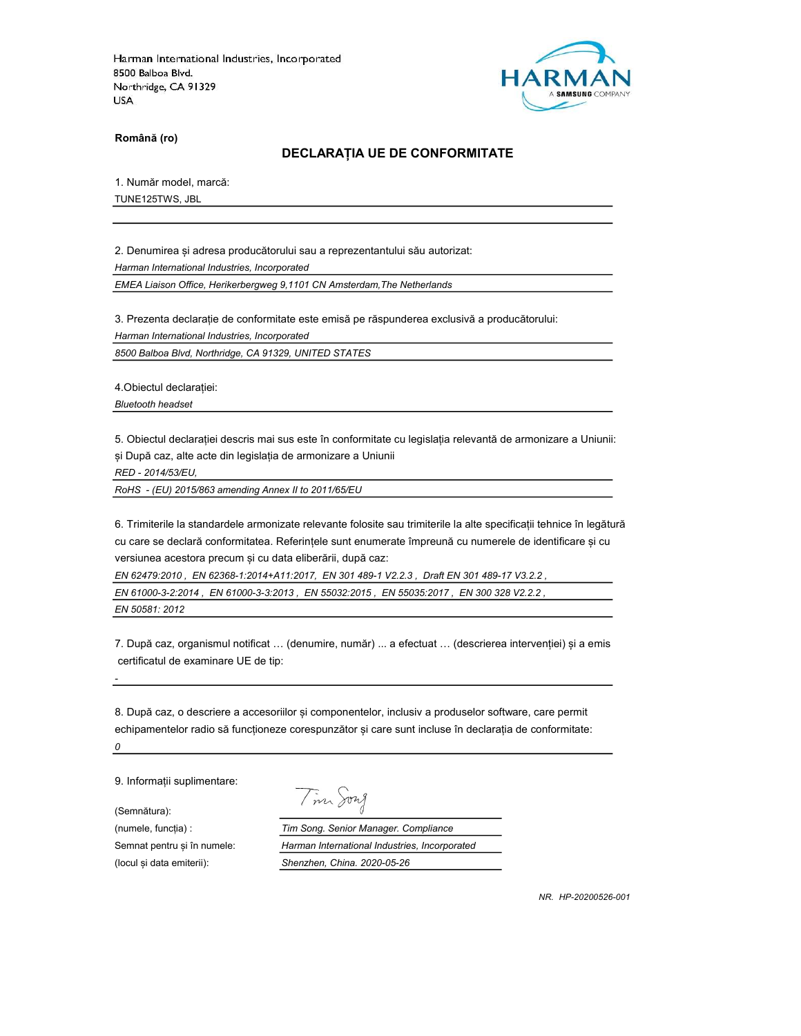Harman International Industries, Incorporated
8500 Balboa Blvd.
Northridge, CA 91329
USA

HARMAN
A SAMSUNG COMPANY

**Română (ro)**

## DECLARAȚIA UE DE CONFORMITATE

1. Număr model, marcă:

TUNE125TWS, JBL

2. Denumirea și adresa producătorului sau a reprezentantului său autorizat:

*Harman International Industries, Incorporated*

*EMEA Liaison Office, Herikerbergweg 9,1101 CN Amsterdam,The Netherlands*

3. Prezenta declarație de conformitate este emisă pe răspunderea exclusivă a producătorului:

*Harman International Industries, Incorporated*

*8500 Balboa Blvd, Northridge, CA 91329, UNITED STATES*

4.Obiectul declarației:

*Bluetooth headset*

5. Obiectul declarației descris mai sus este în conformitate cu legislația relevantă de armonizare a Uniunii: și După caz, alte acte din legislația de armonizare a Uniunii

*RED - 2014/53/EU,*

*RoHS - (EU) 2015/863 amending Annex II to 2011/65/EU*

6. Trimiterile la standardele armonizate relevante folosite sau trimiterile la alte specificații tehnice în legătură cu care se declară conformitatea. Referințele sunt enumerate împreună cu numerele de identificare și cu versiunea acestora precum și cu data eliberării, după caz:

*EN 62479:2010 , EN 62368-1:2014+A11:2017, EN 301 489-1 V2.2.3 , Draft EN 301 489-17 V3.2.2 ,*

*EN 61000-3-2:2014 , EN 61000-3-3:2013 , EN 55032:2015 , EN 55035:2017 , EN 300 328 V2.2.2 ,*

*EN 50581: 2012*

7. După caz, organismul notificat … (denumire, număr) ... a efectuat … (descrierea intervenției) și a emis certificatul de examinare UE de tip:

-

8. După caz, o descriere a accesoriilor și componentelor, inclusiv a produselor software, care permit echipamentelor radio să funcționeze corespunzător și care sunt incluse în declarația de conformitate:

*0*

9. Informații suplimentare:

(Semnătura): Tim Song

(numele, funcția) : *Tim Song. Senior Manager. Compliance*

Semnat pentru și în numele: *Harman International Industries, Incorporated*

(locul și data emiterii): *Shenzhen, China. 2020-05-26*

*NR. HP-20200526-001*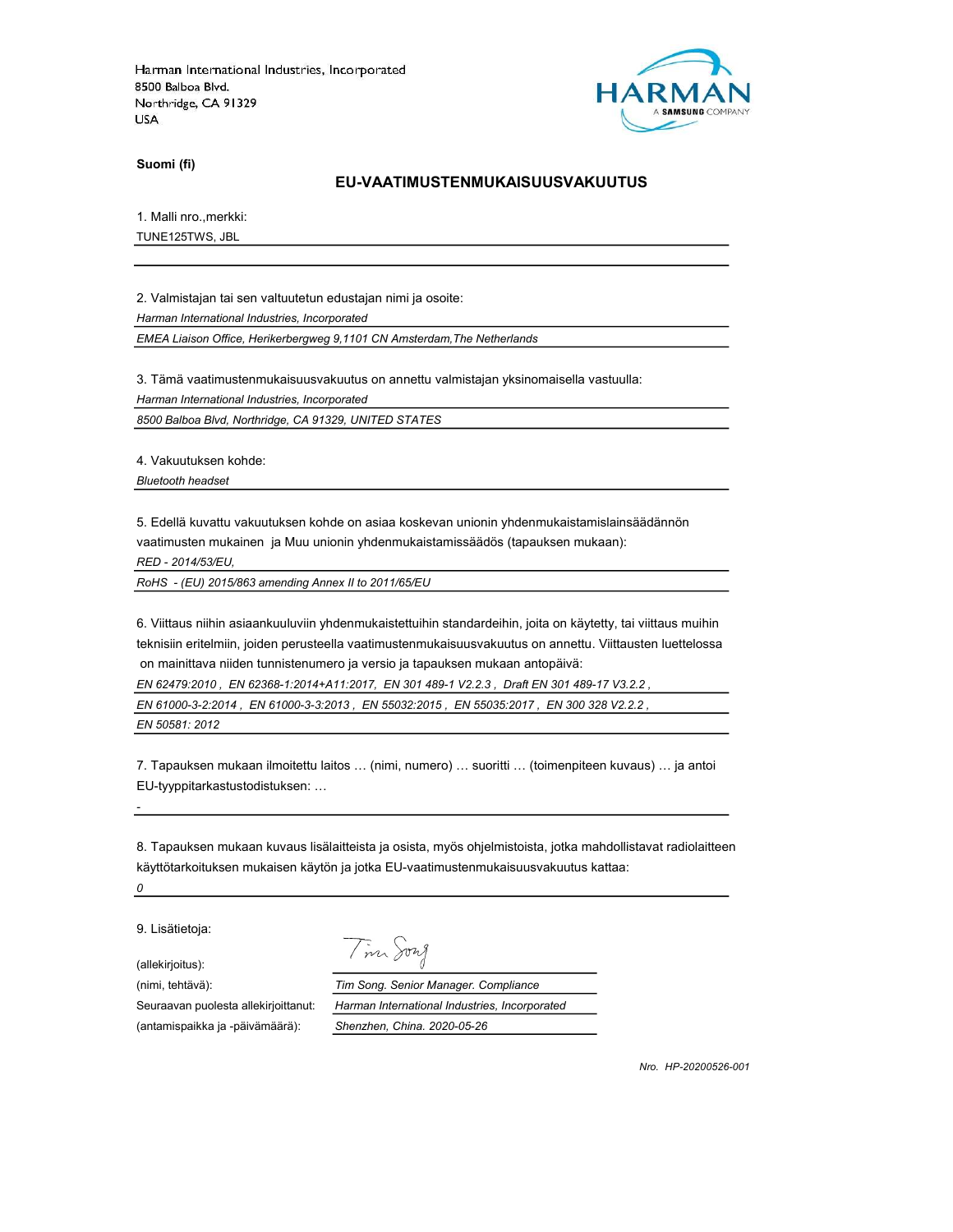Harman International Industries, Incorporated
8500 Balboa Blvd.
Northridge, CA 91329
USA

HARMAN
A SAMSUNG COMPANY

**Suomi (fi)**

## EU-VAATIMUSTENMUKAISUUSVAKUUTUS

1. Malli nro.,merkki:

TUNE125TWS, JBL

2. Valmistajan tai sen valtuutetun edustajan nimi ja osoite:

*Harman International Industries, Incorporated*

*EMEA Liaison Office, Herikerbergweg 9,1101 CN Amsterdam,The Netherlands*

3. Tämä vaatimustenmukaisuusvakuutus on annettu valmistajan yksinomaisella vastuulla:

*Harman International Industries, Incorporated*

*8500 Balboa Blvd, Northridge, CA 91329, UNITED STATES*

4. Vakuutuksen kohde:

*Bluetooth headset*

5. Edellä kuvattu vakuutuksen kohde on asiaa koskevan unionin yhdenmukaistamislainsäädännön vaatimusten mukainen ja Muu unionin yhdenmukaistamissäädös (tapauksen mukaan):

*RED - 2014/53/EU,*

*RoHS - (EU) 2015/863 amending Annex II to 2011/65/EU*

6. Viittaus niihin asiaankuuluviin yhdenmukaistettuihin standardeihin, joita on käytetty, tai viittaus muihin teknisiin eritelmiin, joiden perusteella vaatimustenmukaisuusvakuutus on annettu. Viittausten luettelossa on mainittava niiden tunnistenumero ja versio ja tapauksen mukaan antopäivä:

*EN 62479:2010 , EN 62368-1:2014+A11:2017, EN 301 489-1 V2.2.3 , Draft EN 301 489-17 V3.2.2 ,*

*EN 61000-3-2:2014 , EN 61000-3-3:2013 , EN 55032:2015 , EN 55035:2017 , EN 300 328 V2.2.2 ,*

*EN 50581: 2012*

7. Tapauksen mukaan ilmoitettu laitos … (nimi, numero) … suoritti … (toimenpiteen kuvaus) … ja antoi EU-tyyppitarkastustodistuksen: …

*-*

8. Tapauksen mukaan kuvaus lisälaitteista ja osista, myös ohjelmistoista, jotka mahdollistavat radiolaitteen käyttötarkoituksen mukaisen käytön ja jotka EU-vaatimustenmukaisuusvakuutus kattaa:

*0*

9. Lisätietoja:

(allekirjoitus): Tim Song

(nimi, tehtävä): *Tim Song. Senior Manager. Compliance*

Seuraavan puolesta allekirjoittanut: *Harman International Industries, Incorporated*

(antamispaikka ja -päivämäärä): *Shenzhen, China. 2020-05-26*

*Nro. HP-20200526-001*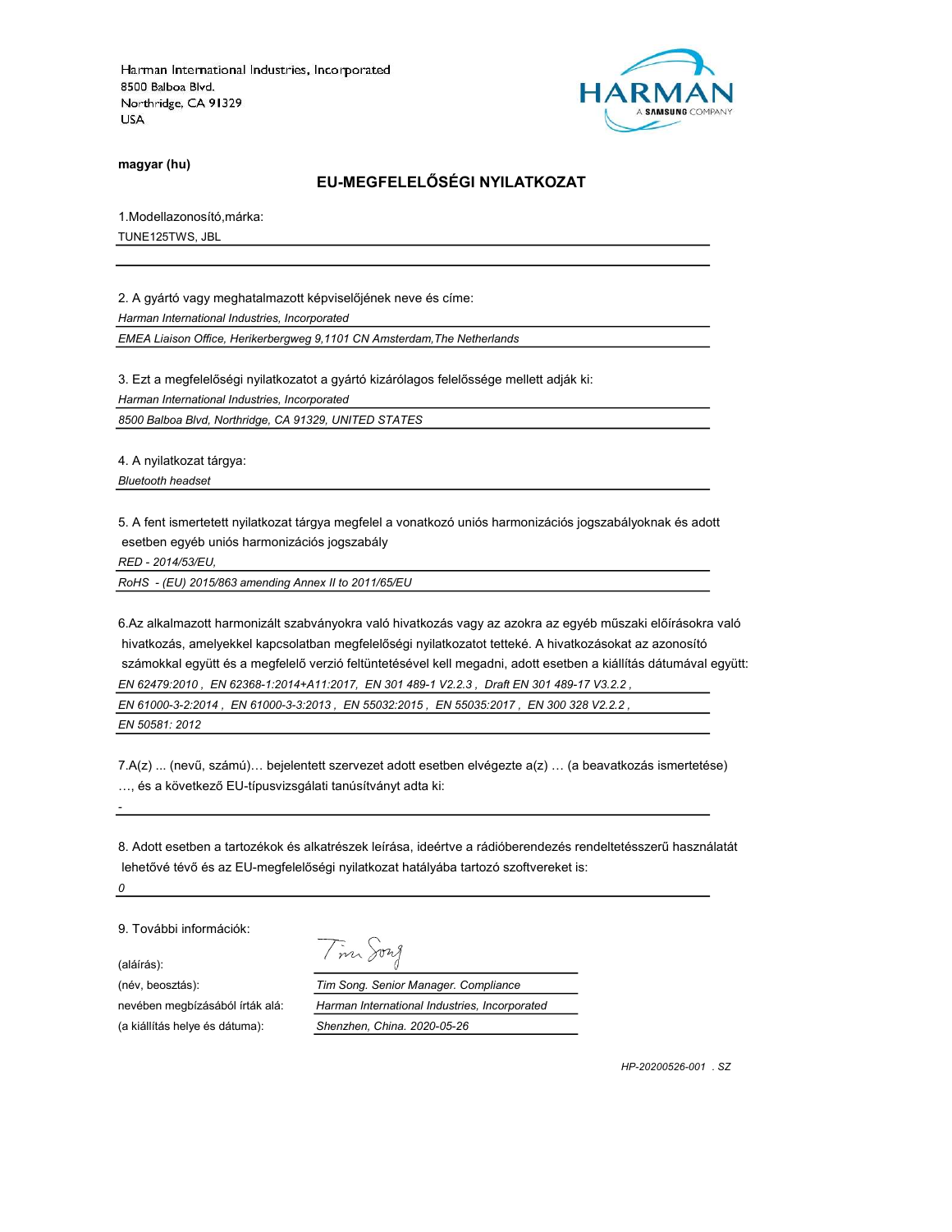Harman International Industries, Incorporated
8500 Balboa Blvd.
Northridge, CA 91329
USA

HARMAN
A SAMSUNG COMPANY

**magyar (hu)**

## EU-MEGFELELŐSÉGI NYILATKOZAT

1.Modellazonosító,márka:

TUNE125TWS, JBL

2. A gyártó vagy meghatalmazott képviselőjének neve és címe:

*Harman International Industries, Incorporated*

*EMEA Liaison Office, Herikerbergweg 9,1101 CN Amsterdam,The Netherlands*

3. Ezt a megfelelőségi nyilatkozatot a gyártó kizárólagos felelőssége mellett adják ki:

*Harman International Industries, Incorporated*

*8500 Balboa Blvd, Northridge, CA 91329, UNITED STATES*

4. A nyilatkozat tárgya:

*Bluetooth headset*

5. A fent ismertetett nyilatkozat tárgya megfelel a vonatkozó uniós harmonizációs jogszabályoknak és adott esetben egyéb uniós harmonizációs jogszabály

*RED - 2014/53/EU,*

*RoHS - (EU) 2015/863 amending Annex II to 2011/65/EU*

6.Az alkalmazott harmonizált szabványokra való hivatkozás vagy az azokra az egyéb műszaki előírásokra való hivatkozás, amelyekkel kapcsolatban megfelelőségi nyilatkozatot tetteké. A hivatkozásokat az azonosító számokkal együtt és a megfelelő verzió feltüntetésével kell megadni, adott esetben a kiállítás dátumával együtt:

*EN 62479:2010 , EN 62368-1:2014+A11:2017, EN 301 489-1 V2.2.3 , Draft EN 301 489-17 V3.2.2 ,*

*EN 61000-3-2:2014 , EN 61000-3-3:2013 , EN 55032:2015 , EN 55035:2017 , EN 300 328 V2.2.2 ,*

*EN 50581: 2012*

7.A(z) ... (nevű, számú)… bejelentett szervezet adott esetben elvégezte a(z) … (a beavatkozás ismertetése) …, és a következő EU-típusvizsgálati tanúsítványt adta ki:

-

8. Adott esetben a tartozékok és alkatrészek leírása, ideértve a rádióberendezés rendeltetésszerű használatát lehetővé tévő és az EU-megfelelőségi nyilatkozat hatályába tartozó szoftvereket is:

*0*

9. További információk:

| | |
|---|---|
| (aláírás): | Tim Song |
| (név, beosztás): | *Tim Song. Senior Manager. Compliance* |
| nevében megbízásából írták alá: | *Harman International Industries, Incorporated* |
| (a kiállítás helye és dátuma): | *Shenzhen, China. 2020-05-26* |

*HP-20200526-001 . SZ*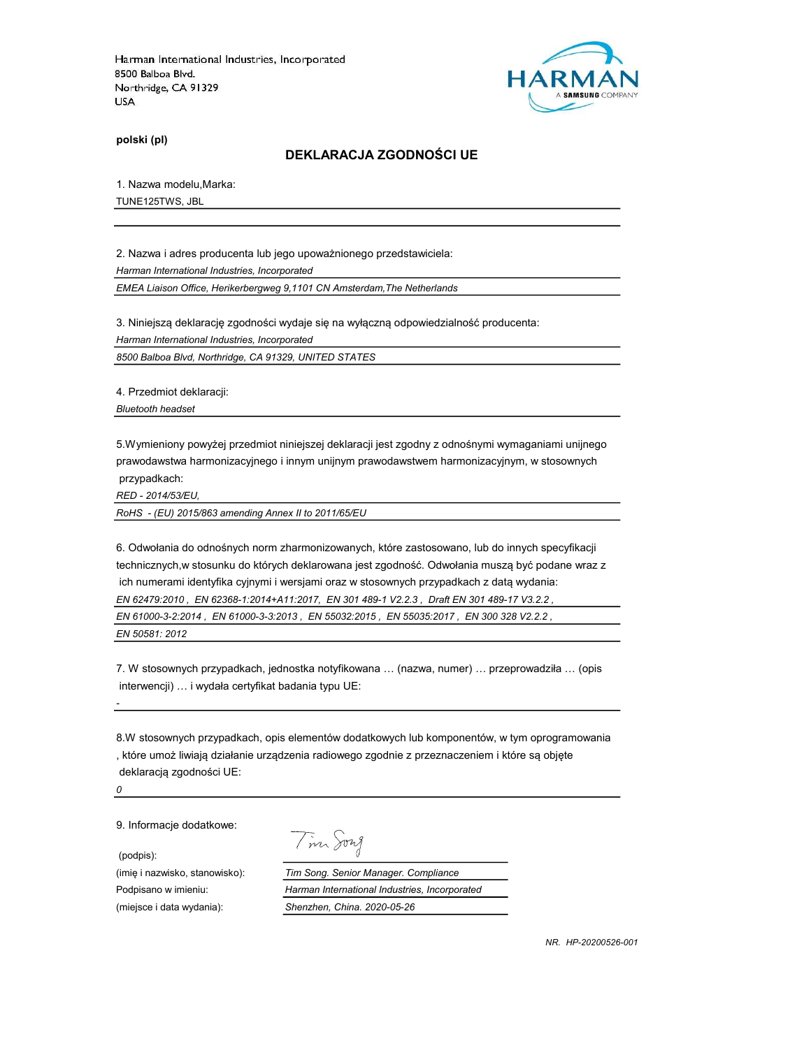Harman International Industries, Incorporated
8500 Balboa Blvd.
Northridge, CA 91329
USA

HARMAN
A SAMSUNG COMPANY

**polski (pl)**

## DEKLARACJA ZGODNOŚCI UE

1. Nazwa modelu,Marka:

TUNE125TWS, JBL

2. Nazwa i adres producenta lub jego upoważnionego przedstawiciela:

*Harman International Industries, Incorporated*

*EMEA Liaison Office, Herikerbergweg 9,1101 CN Amsterdam,The Netherlands*

3. Niniejszą deklarację zgodności wydaje się na wyłączną odpowiedzialność producenta:

*Harman International Industries, Incorporated*

*8500 Balboa Blvd, Northridge, CA 91329, UNITED STATES*

4. Przedmiot deklaracji:

*Bluetooth headset*

5.Wymieniony powyżej przedmiot niniejszej deklaracji jest zgodny z odnośnymi wymaganiami unijnego prawodawstwa harmonizacyjnego i innym unijnym prawodawstwem harmonizacyjnym, w stosownych przypadkach:

*RED - 2014/53/EU,*

*RoHS - (EU) 2015/863 amending Annex II to 2011/65/EU*

6. Odwołania do odnośnych norm zharmonizowanych, które zastosowano, lub do innych specyfikacji technicznych,w stosunku do których deklarowana jest zgodność. Odwołania muszą być podane wraz z ich numerami identyfika cyjnymi i wersjami oraz w stosownych przypadkach z datą wydania:

*EN 62479:2010 , EN 62368-1:2014+A11:2017, EN 301 489-1 V2.2.3 , Draft EN 301 489-17 V3.2.2 ,*

*EN 61000-3-2:2014 , EN 61000-3-3:2013 , EN 55032:2015 , EN 55035:2017 , EN 300 328 V2.2.2 ,*

*EN 50581: 2012*

7. W stosownych przypadkach, jednostka notyfikowana … (nazwa, numer) … przeprowadziła … (opis interwencji) … i wydała certyfikat badania typu UE:

-

8.W stosownych przypadkach, opis elementów dodatkowych lub komponentów, w tym oprogramowania , które umoż liwiają działanie urządzenia radiowego zgodnie z przeznaczeniem i które są objęte deklaracją zgodności UE:

*0*

9. Informacje dodatkowe:

| | |
|---|---|
| (podpis): | Tim Song |
| (imię i nazwisko, stanowisko): | *Tim Song. Senior Manager. Compliance* |
| Podpisano w imieniu: | *Harman International Industries, Incorporated* |
| (miejsce i data wydania): | *Shenzhen, China. 2020-05-26* |

*NR. HP-20200526-001*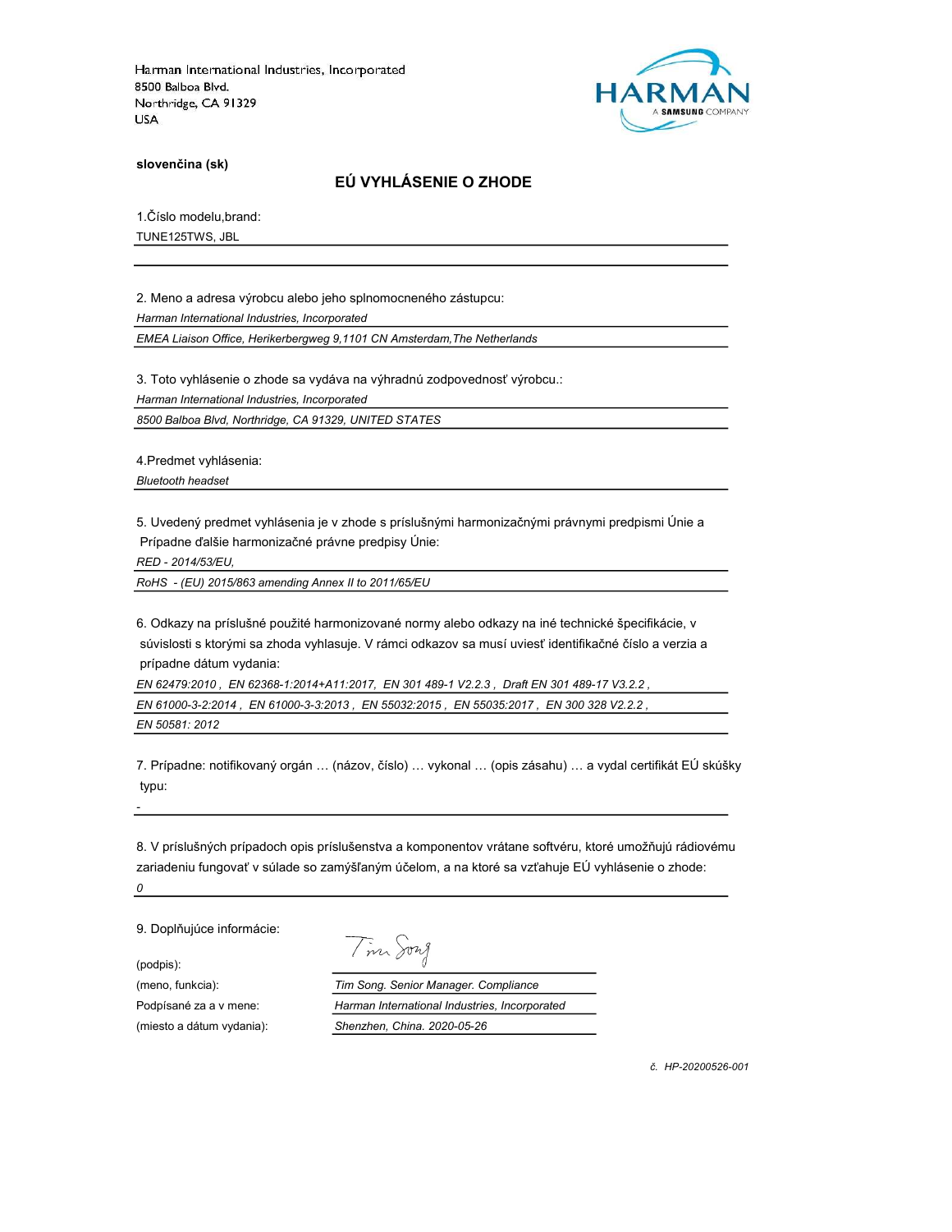Harman International Industries, Incorporated
8500 Balboa Blvd.
Northridge, CA 91329
USA

HARMAN
A SAMSUNG COMPANY

**slovenčina (sk)**

## EÚ VYHLÁSENIE O ZHODE

1.Číslo modelu,brand:

TUNE125TWS, JBL

2. Meno a adresa výrobcu alebo jeho splnomocneného zástupcu:

*Harman International Industries, Incorporated*

*EMEA Liaison Office, Herikerbergweg 9,1101 CN Amsterdam,The Netherlands*

3. Toto vyhlásenie o zhode sa vydáva na výhradnú zodpovednosť výrobcu.:

*Harman International Industries, Incorporated*

*8500 Balboa Blvd, Northridge, CA 91329, UNITED STATES*

4.Predmet vyhlásenia:

*Bluetooth headset*

5. Uvedený predmet vyhlásenia je v zhode s príslušnými harmonizačnými právnymi predpismi Únie a Prípadne ďalšie harmonizačné právne predpisy Únie:

*RED - 2014/53/EU,*

*RoHS - (EU) 2015/863 amending Annex II to 2011/65/EU*

6. Odkazy na príslušné použité harmonizované normy alebo odkazy na iné technické špecifikácie, v súvislosti s ktorými sa zhoda vyhlasuje. V rámci odkazov sa musí uviesť identifikačné číslo a verzia a prípadne dátum vydania:

*EN 62479:2010 , EN 62368-1:2014+A11:2017, EN 301 489-1 V2.2.3 , Draft EN 301 489-17 V3.2.2 ,*

*EN 61000-3-2:2014 , EN 61000-3-3:2013 , EN 55032:2015 , EN 55035:2017 , EN 300 328 V2.2.2 ,*

*EN 50581: 2012*

7. Prípadne: notifikovaný orgán … (názov, číslo) … vykonal … (opis zásahu) … a vydal certifikát EÚ skúšky typu:

-

8. V príslušných prípadoch opis príslušenstva a komponentov vrátane softvéru, ktoré umožňujú rádiovému zariadeniu fungovať v súlade so zamýšľaným účelom, a na ktoré sa vzťahuje EÚ vyhlásenie o zhode:

*0*

9. Doplňujúce informácie:

| | |
|---|---|
| (podpis): | Tim Song |
| (meno, funkcia): | *Tim Song. Senior Manager. Compliance* |
| Podpísané za a v mene: | *Harman International Industries, Incorporated* |
| (miesto a dátum vydania): | *Shenzhen, China. 2020-05-26* |

*č. HP-20200526-001*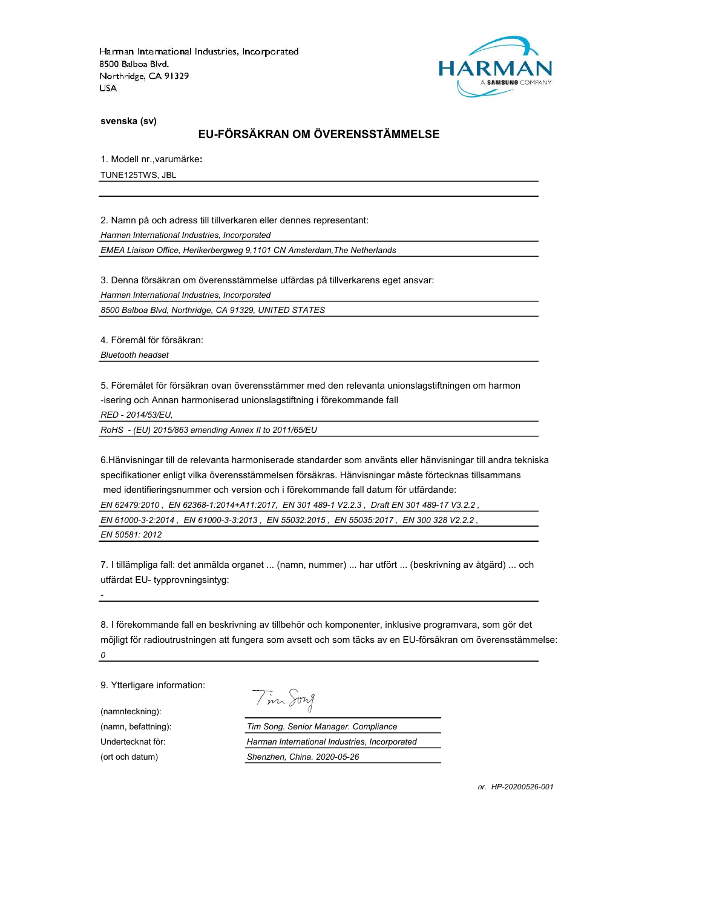Harman International Industries, Incorporated
8500 Balboa Blvd.
Northridge, CA 91329
USA

HARMAN
A SAMSUNG COMPANY

**svenska (sv)**

## EU-FÖRSÄKRAN OM ÖVERENSSTÄMMELSE

1. Modell nr.,varumärke**:**

TUNE125TWS, JBL

2. Namn på och adress till tillverkaren eller dennes representant:

*Harman International Industries, Incorporated*

*EMEA Liaison Office, Herikerbergweg 9,1101 CN Amsterdam,The Netherlands*

3. Denna försäkran om överensstämmelse utfärdas på tillverkarens eget ansvar:

*Harman International Industries, Incorporated*

*8500 Balboa Blvd, Northridge, CA 91329, UNITED STATES*

4. Föremål för försäkran:

*Bluetooth headset*

5. Föremålet för försäkran ovan överensstämmer med den relevanta unionslagstiftningen om harmon -isering och Annan harmoniserad unionslagstiftning i förekommande fall

*RED - 2014/53/EU,*

*RoHS - (EU) 2015/863 amending Annex II to 2011/65/EU*

6.Hänvisningar till de relevanta harmoniserade standarder som använts eller hänvisningar till andra tekniska specifikationer enligt vilka överensstämmelsen försäkras. Hänvisningar måste förtecknas tillsammans med identifieringsnummer och version och i förekommande fall datum för utfärdande:

*EN 62479:2010 , EN 62368-1:2014+A11:2017, EN 301 489-1 V2.2.3 , Draft EN 301 489-17 V3.2.2 ,*

*EN 61000-3-2:2014 , EN 61000-3-3:2013 , EN 55032:2015 , EN 55035:2017 , EN 300 328 V2.2.2 ,*

*EN 50581: 2012*

7. I tillämpliga fall: det anmälda organet ... (namn, nummer) ... har utfört ... (beskrivning av åtgärd) ... och utfärdat EU- typprovningsintyg:

*-*

8. I förekommande fall en beskrivning av tillbehör och komponenter, inklusive programvara, som gör det möjligt för radioutrustningen att fungera som avsett och som täcks av en EU-försäkran om överensstämmelse:

*0*

9. Ytterligare information:

| | |
|---|---|
| (namnteckning): | Tim Song |
| (namn, befattning): | *Tim Song. Senior Manager. Compliance* |
| Undertecknat för: | *Harman International Industries, Incorporated* |
| (ort och datum) | *Shenzhen, China. 2020-05-26* |

*nr. HP-20200526-001*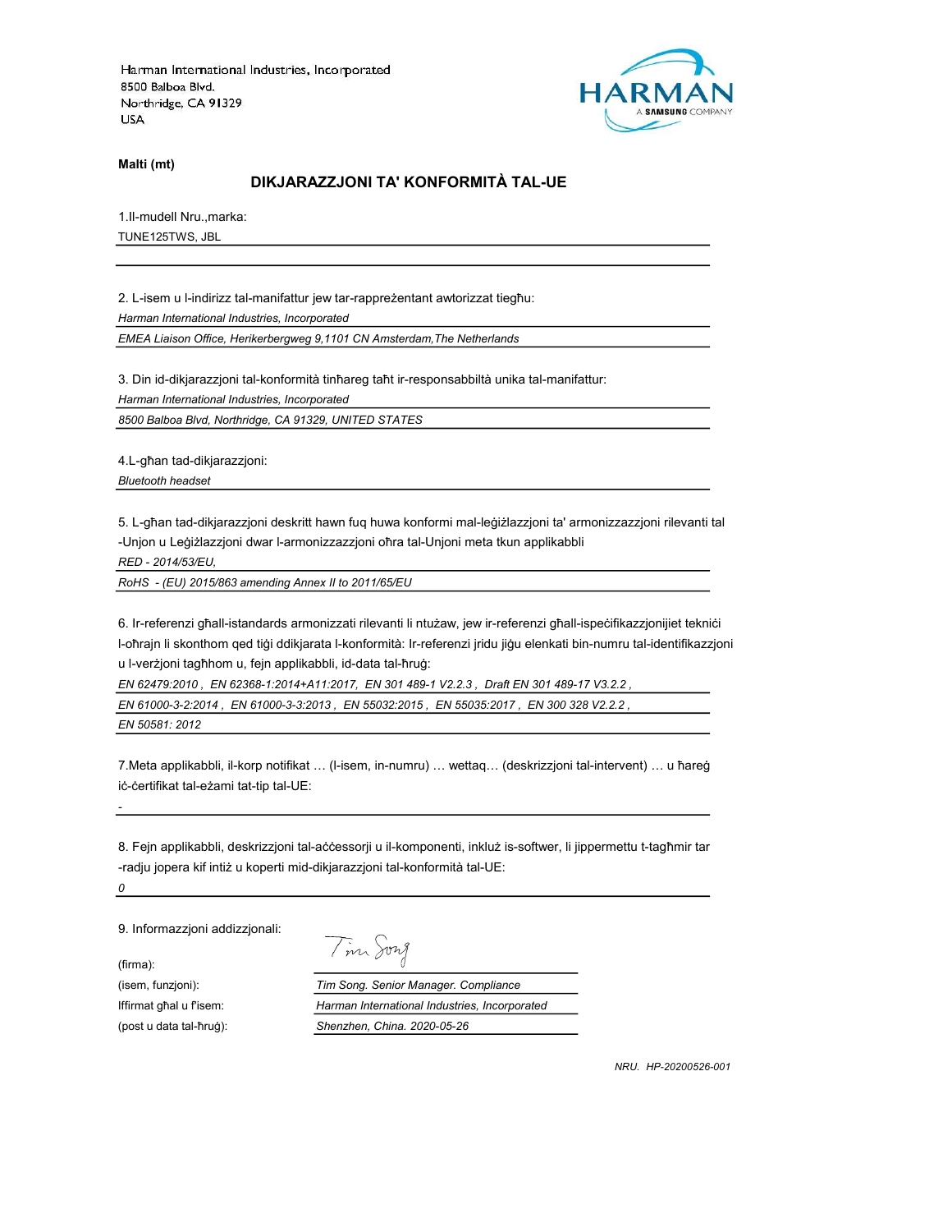Harman International Industries, Incorporated
8500 Balboa Blvd.
Northridge, CA 91329
USA

HARMAN
A SAMSUNG COMPANY

**Malti (mt)**

## DIKJARAZZJONI TA' KONFORMITÀ TAL-UE

1.Il-mudell Nru.,marka:

TUNE125TWS, JBL

2. L-isem u l-indirizz tal-manifattur jew tar-rappreżentant awtorizzat tiegħu:

*Harman International Industries, Incorporated*

*EMEA Liaison Office, Herikerbergweg 9,1101 CN Amsterdam,The Netherlands*

3. Din id-dikjarazzjoni tal-konformità tinħareg taħt ir-responsabbiltà unika tal-manifattur:

*Harman International Industries, Incorporated*

*8500 Balboa Blvd, Northridge, CA 91329, UNITED STATES*

4.L-għan tad-dikjarazzjoni:

*Bluetooth headset*

5. L-għan tad-dikjarazzjoni deskritt hawn fuq huwa konformi mal-leġiżlazzjoni ta' armonizzazzjoni rilevanti tal -Unjon u Leġiżlazzjoni dwar l-armonizzazzjoni oħra tal-Unjoni meta tkun applikabbli

*RED - 2014/53/EU,*

*RoHS - (EU) 2015/863 amending Annex II to 2011/65/EU*

6. Ir-referenzi għall-istandards armonizzati rilevanti li ntużaw, jew ir-referenzi għall-ispeċifikazzjonijiet tekniċi l-oħrajn li skonthom qed tiġi ddikjarata l-konformità: Ir-referenzi jridu jiġu elenkati bin-numru tal-identifikazzjoni u l-verżjoni tagħhom u, fejn applikabbli, id-data tal-ħruġ:

*EN 62479:2010 , EN 62368-1:2014+A11:2017, EN 301 489-1 V2.2.3 , Draft EN 301 489-17 V3.2.2 ,*

*EN 61000-3-2:2014 , EN 61000-3-3:2013 , EN 55032:2015 , EN 55035:2017 , EN 300 328 V2.2.2 ,*

*EN 50581: 2012*

7.Meta applikabbli, il-korp notifikat … (l-isem, in-numru) … wettaq… (deskrizzjoni tal-intervent) … u ħareġ iċ-ċertifikat tal-eżami tat-tip tal-UE:

-

8. Fejn applikabbli, deskrizzjoni tal-aċċessorji u il-komponenti, inkluż is-software, li jippermettu t-tagħmir tar -radju jopera kif intiż u koperti mid-dikjarazzjoni tal-konformità tal-UE:

*0*

9. Informazzjoni addizzjonali:

(firma): Tim Song

(isem, funzjoni): *Tim Song. Senior Manager. Compliance*

Iffirmat għal u f'isem: *Harman International Industries, Incorporated*

(post u data tal-ħruġ): *Shenzhen, China. 2020-05-26*

*NRU. HP-20200526-001*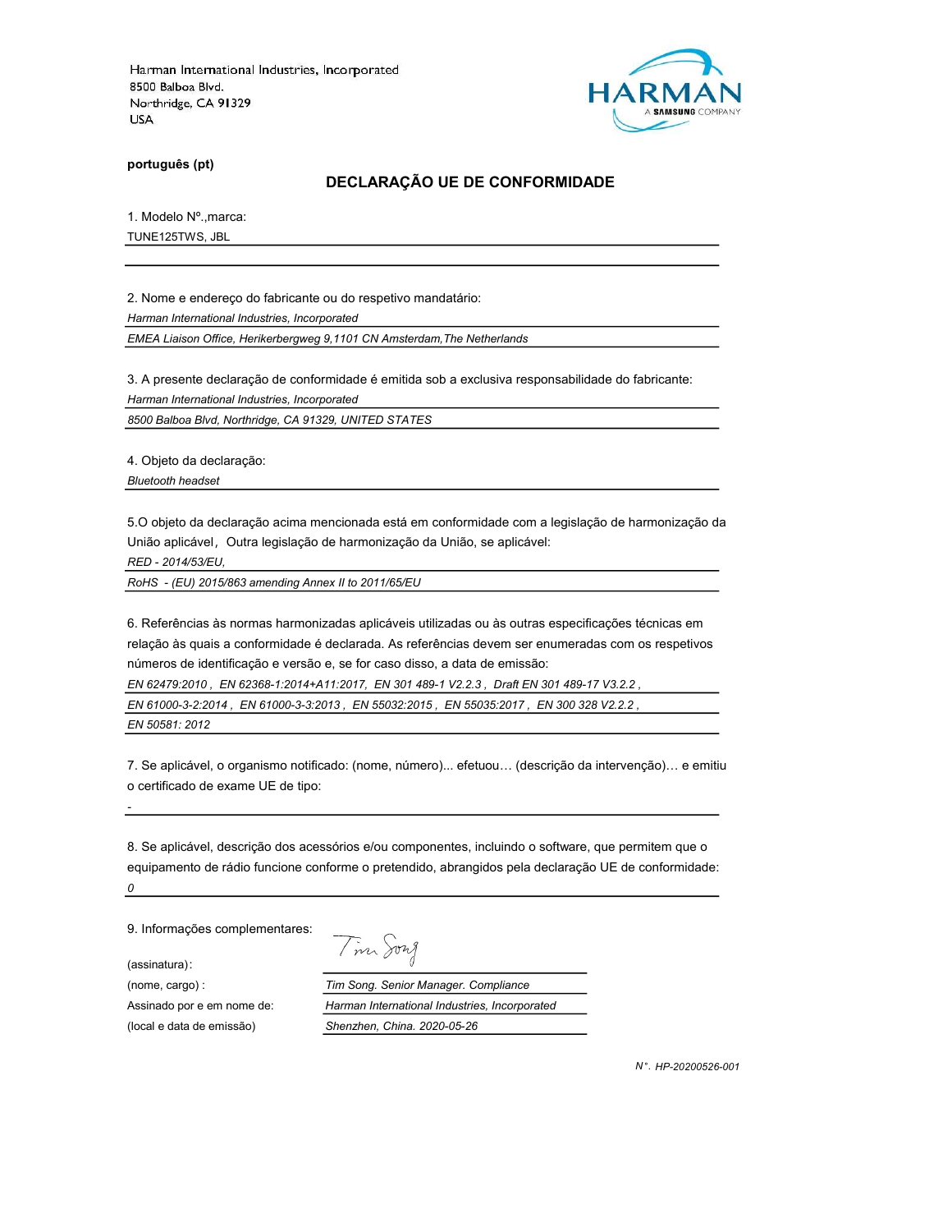Harman International Industries, Incorporated
8500 Balboa Blvd.
Northridge, CA 91329
USA

HARMAN
A SAMSUNG COMPANY

**português (pt)**

## DECLARAÇÃO UE DE CONFORMIDADE

1. Modelo Nº.,marca:

TUNE125TWS, JBL

2. Nome e endereço do fabricante ou do respetivo mandatário:

*Harman International Industries, Incorporated*

*EMEA Liaison Office, Herikerbergweg 9,1101 CN Amsterdam,The Netherlands*

3. A presente declaração de conformidade é emitida sob a exclusiva responsabilidade do fabricante:

*Harman International Industries, Incorporated*

*8500 Balboa Blvd, Northridge, CA 91329, UNITED STATES*

4. Objeto da declaração:

*Bluetooth headset*

5.O objeto da declaração acima mencionada está em conformidade com a legislação de harmonização da União aplicável，Outra legislação de harmonização da União, se aplicável:

*RED - 2014/53/EU,*

*RoHS - (EU) 2015/863 amending Annex II to 2011/65/EU*

6. Referências às normas harmonizadas aplicáveis utilizadas ou às outras especificações técnicas em relação às quais a conformidade é declarada. As referências devem ser enumeradas com os respetivos números de identificação e versão e, se for caso disso, a data de emissão:

*EN 62479:2010 , EN 62368-1:2014+A11:2017, EN 301 489-1 V2.2.3 , Draft EN 301 489-17 V3.2.2 ,*

*EN 61000-3-2:2014 , EN 61000-3-3:2013 , EN 55032:2015 , EN 55035:2017 , EN 300 328 V2.2.2 ,*

*EN 50581: 2012*

7. Se aplicável, o organismo notificado: (nome, número)... efetuou… (descrição da intervenção)… e emitiu o certificado de exame UE de tipo:

-

8. Se aplicável, descrição dos acessórios e/ou componentes, incluindo o software, que permitem que o equipamento de rádio funcione conforme o pretendido, abrangidos pela declaração UE de conformidade:

*0*

9. Informações complementares:

(assinatura):

(nome, cargo) : *Tim Song. Senior Manager. Compliance*

Assinado por e em nome de: *Harman International Industries, Incorporated*

(local e data de emissão) *Shenzhen, China. 2020-05-26*

*N°. HP-20200526-001*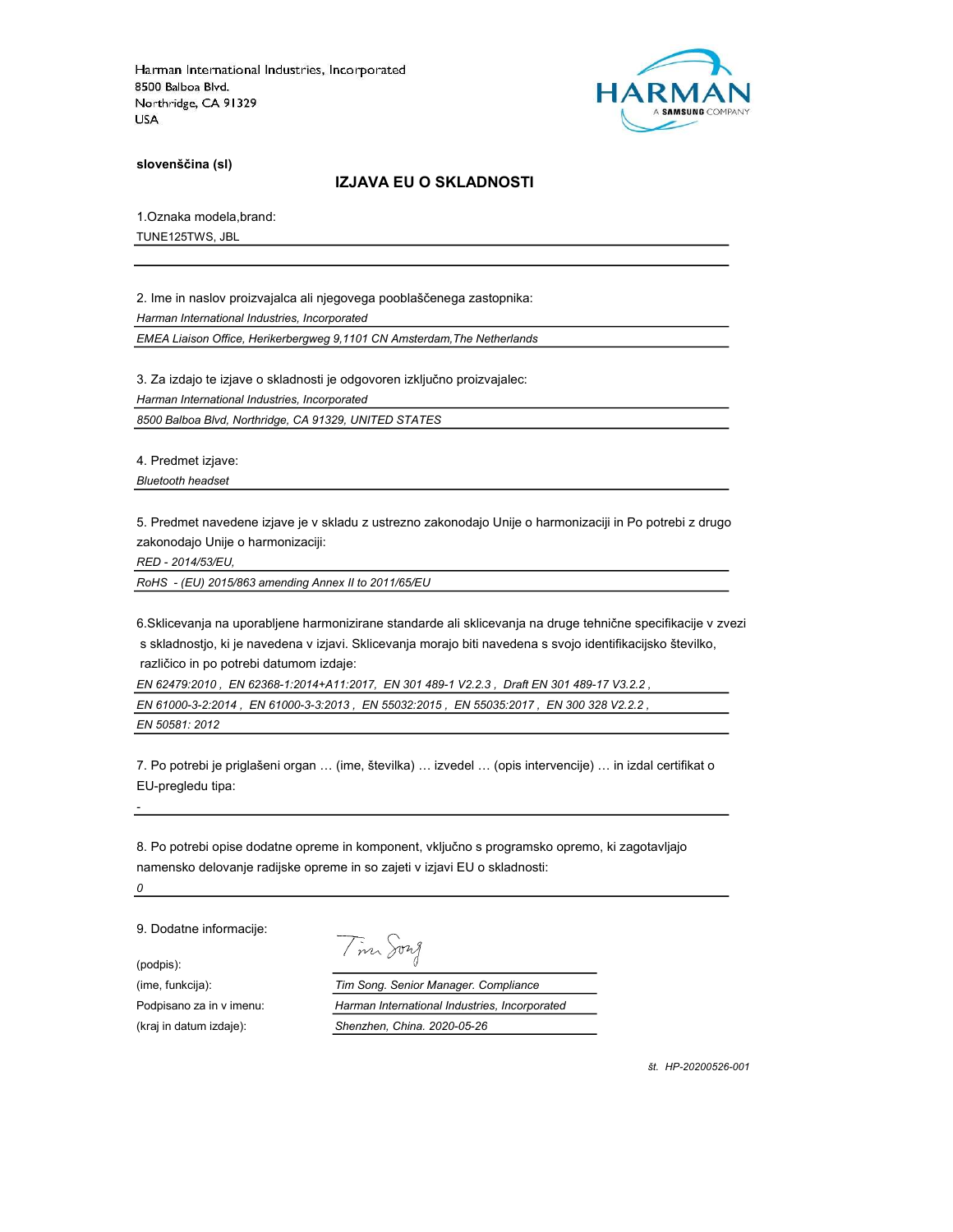Harman International Industries, Incorporated
8500 Balboa Blvd.
Northridge, CA 91329
USA

HARMAN
A SAMSUNG COMPANY

**slovenščina (sl)**

## IZJAVA EU O SKLADNOSTI

1.Oznaka modela,brand:

TUNE125TWS, JBL

2. Ime in naslov proizvajalca ali njegovega pooblaščenega zastopnika:

*Harman International Industries, Incorporated*

*EMEA Liaison Office, Herikerbergweg 9,1101 CN Amsterdam,The Netherlands*

3. Za izdajo te izjave o skladnosti je odgovoren izključno proizvajalec:

*Harman International Industries, Incorporated*

*8500 Balboa Blvd, Northridge, CA 91329, UNITED STATES*

4. Predmet izjave:

*Bluetooth headset*

5. Predmet navedene izjave je v skladu z ustrezno zakonodajo Unije o harmonizaciji in Po potrebi z drugo zakonodajo Unije o harmonizaciji:

*RED - 2014/53/EU,*

*RoHS - (EU) 2015/863 amending Annex II to 2011/65/EU*

6.Sklicevanja na uporabljene harmonizirane standarde ali sklicevanja na druge tehnične specifikacije v zvezi s skladnostjo, ki je navedena v izjavi. Sklicevanja morajo biti navedena s svojo identifikacijsko številko, različico in po potrebi datumom izdaje:

*EN 62479:2010 , EN 62368-1:2014+A11:2017, EN 301 489-1 V2.2.3 , Draft EN 301 489-17 V3.2.2 ,*

*EN 61000-3-2:2014 , EN 61000-3-3:2013 , EN 55032:2015 , EN 55035:2017 , EN 300 328 V2.2.2 ,*

*EN 50581: 2012*

7. Po potrebi je priglašeni organ … (ime, številka) … izvedel … (opis intervencije) … in izdal certifikat o EU-pregledu tipa:

*-*

8. Po potrebi opise dodatne opreme in komponent, vključno s programsko opremo, ki zagotavljajo namensko delovanje radijske opreme in so zajeti v izjavi EU o skladnosti:

*0*

9. Dodatne informacije:

| | |
|---|---|
| (podpis): | Tim Song |
| (ime, funkcija): | *Tim Song. Senior Manager. Compliance* |
| Podpisano za in v imenu: | *Harman International Industries, Incorporated* |
| (kraj in datum izdaje): | *Shenzhen, China. 2020-05-26* |

*št. HP-20200526-001*